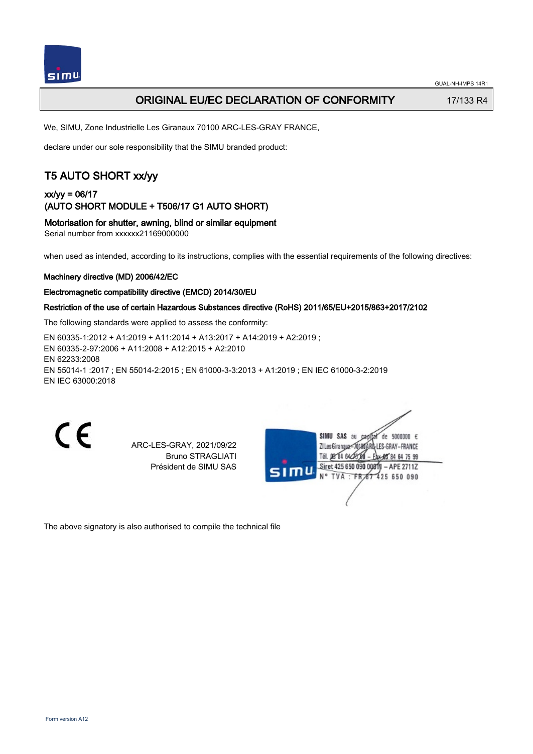# ORIGINAL EU/EC DECLARATION OF CONFORMITY

17/133 R4

We, SIMU, Zone Industrielle Les Giranaux 70100 ARC-LES-GRAY FRANCE,

declare under our sole responsibility that the SIMU branded product:

## T5 AUTO SHORT xx/yy

### xx/yy = 06/17
### (AUTO SHORT MODULE + T506/17 G1 AUTO SHORT)

**Motorisation for shutter, awning, blind or similar equipment**

Serial number from xxxxxx21169000000

when used as intended, according to its instructions, complies with the essential requirements of the following directives:

**Machinery directive (MD) 2006/42/EC**

**Electromagnetic compatibility directive (EMCD) 2014/30/EU**

**Restriction of the use of certain Hazardous Substances directive (RoHS) 2011/65/EU+2015/863+2017/2102**

The following standards were applied to assess the conformity:

EN 60335-1:2012 + A1:2019 + A11:2014 + A13:2017 + A14:2019 + A2:2019 ;
EN 60335-2-97:2006 + A11:2008 + A12:2015 + A2:2010
EN 62233:2008
EN 55014-1 :2017 ; EN 55014-2:2015 ; EN 61000-3-3:2013 + A1:2019 ; EN IEC 61000-3-2:2019
EN IEC 63000:2018

CE

ARC-LES-GRAY, 2021/09/22
Bruno STRAGLIATI
Président de SIMU SAS

SIMU SAS au capital de 5000000 €
ZI Les Giranaux 70100 ARC-LES-GRAY-FRANCE
Tél. 03 84 64 75 00 – Fax 03 84 64 75 99
Siret 425 650 090 00011 – APE 2711Z
N° TVA : FR 67 425 650 090

The above signatory is also authorised to compile the technical file

Form version A12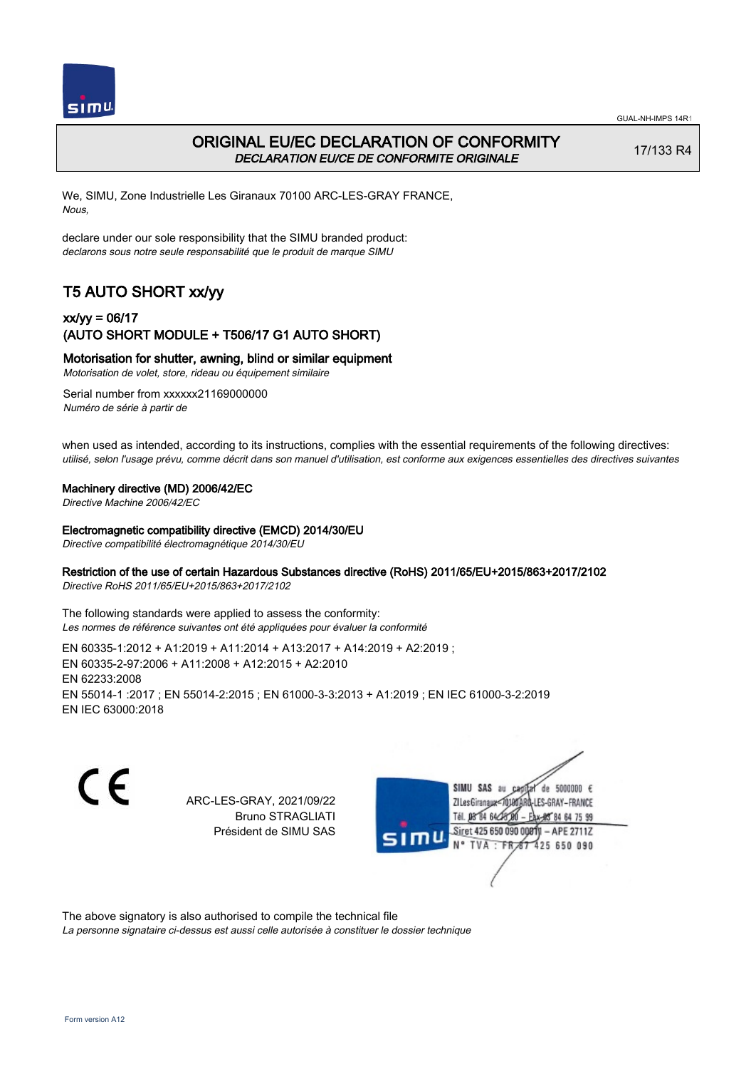# ORIGINAL EU/EC DECLARATION OF CONFORMITY

*DECLARATION EU/CE DE CONFORMITE ORIGINALE*

17/133 R4

We, SIMU, Zone Industrielle Les Giranaux 70100 ARC-LES-GRAY FRANCE,
*Nous,*

declare under our sole responsibility that the SIMU branded product:
*declarons sous notre seule responsabilité que le produit de marque SIMU*

## T5 AUTO SHORT xx/yy

### xx/yy = 06/17
### (AUTO SHORT MODULE + T506/17 G1 AUTO SHORT)

**Motorisation for shutter, awning, blind or similar equipment**
*Motorisation de volet, store, rideau ou équipement similaire*

Serial number from xxxxxx21169000000
*Numéro de série à partir de*

when used as intended, according to its instructions, complies with the essential requirements of the following directives:
*utilisé, selon l'usage prévu, comme décrit dans son manuel d'utilisation, est conforme aux exigences essentielles des directives suivantes*

**Machinery directive (MD) 2006/42/EC**
*Directive Machine 2006/42/EC*

**Electromagnetic compatibility directive (EMCD) 2014/30/EU**
*Directive compatibilité électromagnétique 2014/30/EU*

**Restriction of the use of certain Hazardous Substances directive (RoHS) 2011/65/EU+2015/863+2017/2102**
*Directive RoHS 2011/65/EU+2015/863+2017/2102*

The following standards were applied to assess the conformity:
*Les normes de référence suivantes ont été appliquées pour évaluer la conformité*

EN 60335-1:2012 + A1:2019 + A11:2014 + A13:2017 + A14:2019 + A2:2019 ;
EN 60335-2-97:2006 + A11:2008 + A12:2015 + A2:2010
EN 62233:2008
EN 55014-1 :2017 ; EN 55014-2:2015 ; EN 61000-3-3:2013 + A1:2019 ; EN IEC 61000-3-2:2019
EN IEC 63000:2018

CE

ARC-LES-GRAY, 2021/09/22
Bruno STRAGLIATI
Président de SIMU SAS

SIMU SAS au capital de 5000000 €
ZI Les Giranaux 70100 ARC-LES-GRAY-FRANCE
Tél. 03 84 64 78 00 – Fax 03 84 64 75 99
Siret 425 650 090 00011 – APE 2711Z
N° TVA : FR 87 425 650 090

The above signatory is also authorised to compile the technical file
*La personne signataire ci-dessus est aussi celle autorisée à constituer le dossier technique*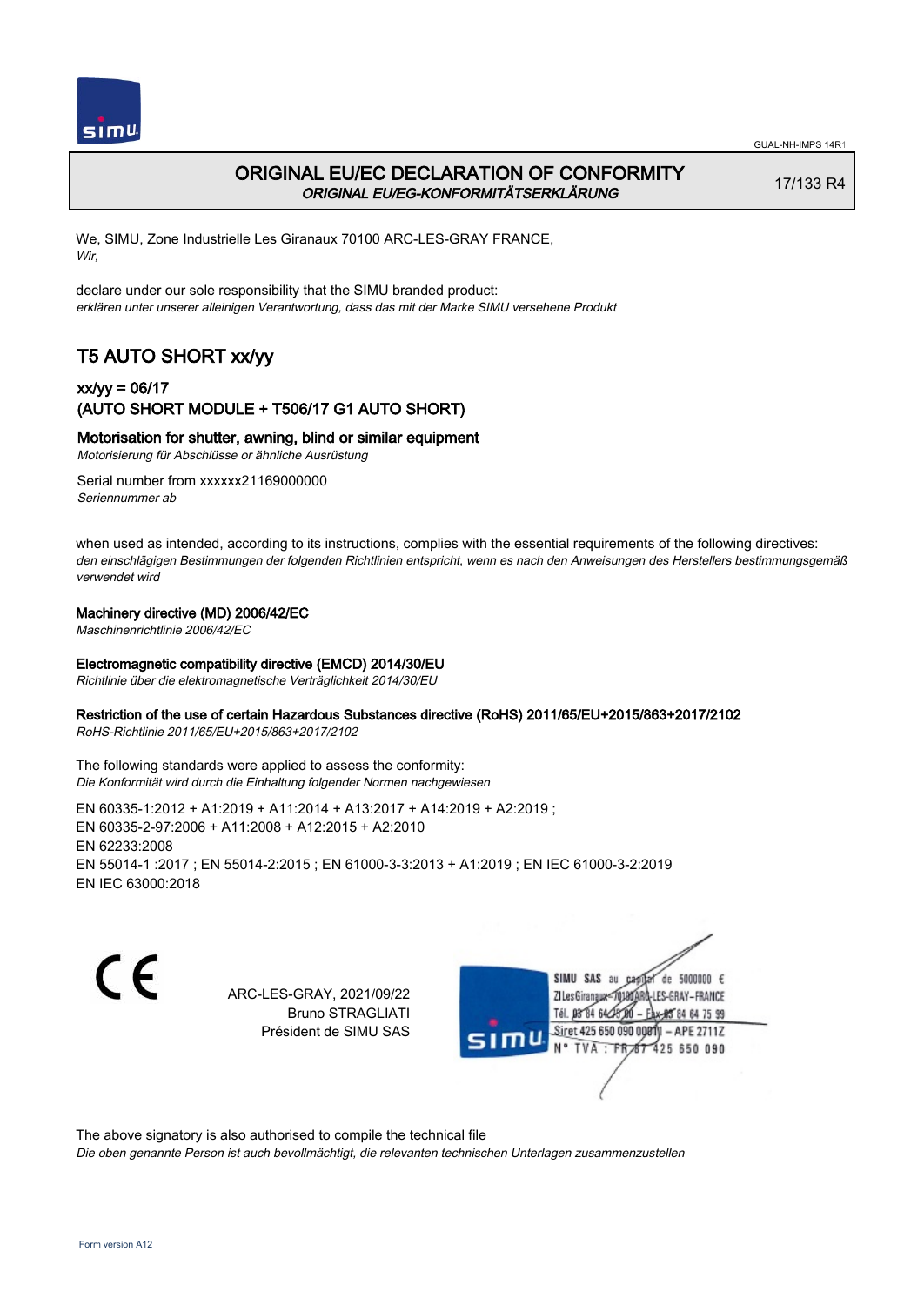# ORIGINAL EU/EC DECLARATION OF CONFORMITY
*ORIGINAL EU/EG-KONFORMITÄTSERKLÄRUNG*

17/133 R4

We, SIMU, Zone Industrielle Les Giranaux 70100 ARC-LES-GRAY FRANCE,
*Wir,*

declare under our sole responsibility that the SIMU branded product:
*erklären unter unserer alleinigen Verantwortung, dass das mit der Marke SIMU versehene Produkt*

## T5 AUTO SHORT xx/yy

### xx/yy = 06/17
### (AUTO SHORT MODULE + T506/17 G1 AUTO SHORT)

**Motorisation for shutter, awning, blind or similar equipment**
*Motorisierung für Abschlüsse or ähnliche Ausrüstung*

Serial number from xxxxxx21169000000
*Seriennummer ab*

when used as intended, according to its instructions, complies with the essential requirements of the following directives:
*den einschlägigen Bestimmungen der folgenden Richtlinien entspricht, wenn es nach den Anweisungen des Herstellers bestimmungsgemäß verwendet wird*

**Machinery directive (MD) 2006/42/EC**
*Maschinenrichtlinie 2006/42/EC*

**Electromagnetic compatibility directive (EMCD) 2014/30/EU**
*Richtlinie über die elektromagnetische Verträglichkeit 2014/30/EU*

**Restriction of the use of certain Hazardous Substances directive (RoHS) 2011/65/EU+2015/863+2017/2102**
*RoHS-Richtlinie 2011/65/EU+2015/863+2017/2102*

The following standards were applied to assess the conformity:
*Die Konformität wird durch die Einhaltung folgender Normen nachgewiesen*

EN 60335-1:2012 + A1:2019 + A11:2014 + A13:2017 + A14:2019 + A2:2019 ;
EN 60335-2-97:2006 + A11:2008 + A12:2015 + A2:2010
EN 62233:2008
EN 55014-1 :2017 ; EN 55014-2:2015 ; EN 61000-3-3:2013 + A1:2019 ; EN IEC 61000-3-2:2019
EN IEC 63000:2018

ARC-LES-GRAY, 2021/09/22
Bruno STRAGLIATI
Président de SIMU SAS

SIMU SAS au capital de 5000000 €
ZI Les Giranaux 70100 ARC-LES-GRAY-FRANCE
Tél. 03 84 64 75 00 – Fax 03 84 64 75 99
Siret 425 650 090 00011 – APE 2711Z
N° TVA : FR 87 425 650 090

The above signatory is also authorised to compile the technical file
*Die oben genannte Person ist auch bevollmächtigt, die relevanten technischen Unterlagen zusammenzustellen*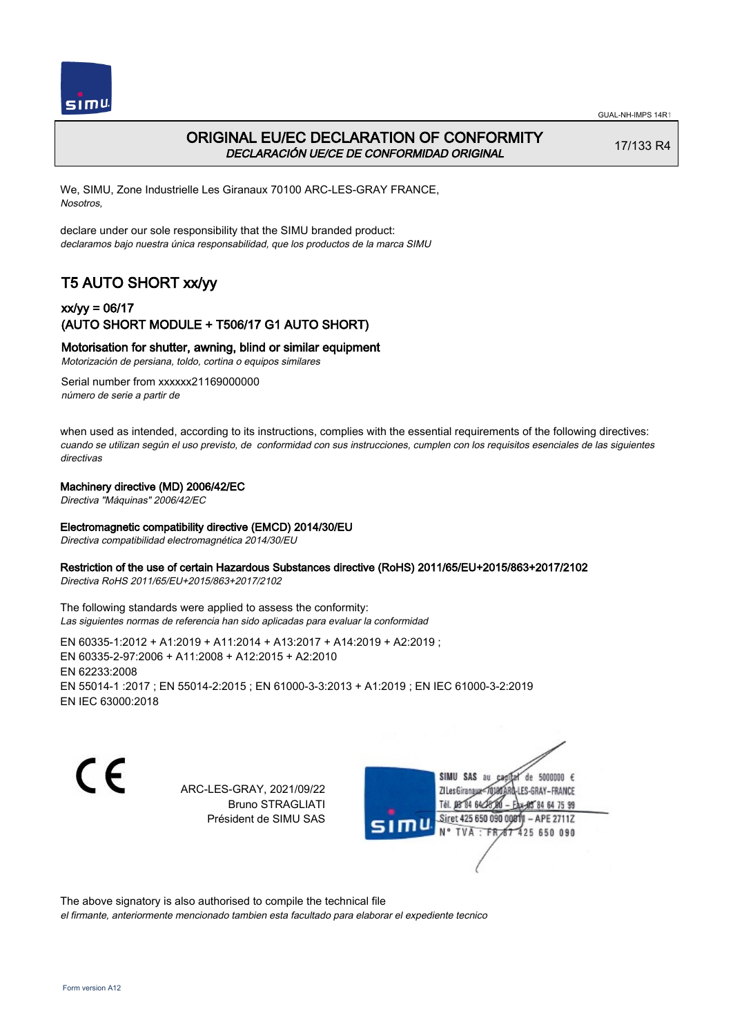# ORIGINAL EU/EC DECLARATION OF CONFORMITY

*DECLARACIÓN UE/CE DE CONFORMIDAD ORIGINAL*

17/133 R4

We, SIMU, Zone Industrielle Les Giranaux 70100 ARC-LES-GRAY FRANCE,
*Nosotros,*

declare under our sole responsibility that the SIMU branded product:
*declaramos bajo nuestra única responsabilidad, que los productos de la marca SIMU*

## T5 AUTO SHORT xx/yy

### xx/yy = 06/17
### (AUTO SHORT MODULE + T506/17 G1 AUTO SHORT)

**Motorisation for shutter, awning, blind or similar equipment**
*Motorización de persiana, toldo, cortina o equipos similares*

Serial number from xxxxxx21169000000
*número de serie a partir de*

when used as intended, according to its instructions, complies with the essential requirements of the following directives:
*cuando se utilizan según el uso previsto, de conformidad con sus instrucciones, cumplen con los requisitos esenciales de las siguientes directivas*

**Machinery directive (MD) 2006/42/EC**
*Directiva "Máquinas" 2006/42/EC*

**Electromagnetic compatibility directive (EMCD) 2014/30/EU**
*Directiva compatibilidad electromagnética 2014/30/EU*

**Restriction of the use of certain Hazardous Substances directive (RoHS) 2011/65/EU+2015/863+2017/2102**
*Directiva RoHS 2011/65/EU+2015/863+2017/2102*

The following standards were applied to assess the conformity:
*Las siguientes normas de referencia han sido aplicadas para evaluar la conformidad*

EN 60335-1:2012 + A1:2019 + A11:2014 + A13:2017 + A14:2019 + A2:2019 ;
EN 60335-2-97:2006 + A11:2008 + A12:2015 + A2:2010
EN 62233:2008
EN 55014-1 :2017 ; EN 55014-2:2015 ; EN 61000-3-3:2013 + A1:2019 ; EN IEC 61000-3-2:2019
EN IEC 63000:2018

CE

ARC-LES-GRAY, 2021/09/22
Bruno STRAGLIATI
Président de SIMU SAS

SIMU SAS au capital de 5000000 €
ZI Les Giranaux 70100 ARC-LES-GRAY-FRANCE
Tél. 03 84 64 75 00 – Fax 03 84 64 75 99
Siret 425 650 090 00011 – APE 2711Z
N° TVA : FR 87 425 650 090

The above signatory is also authorised to compile the technical file
*el firmante, anteriormente mencionado tambien esta facultado para elaborar el expediente tecnico*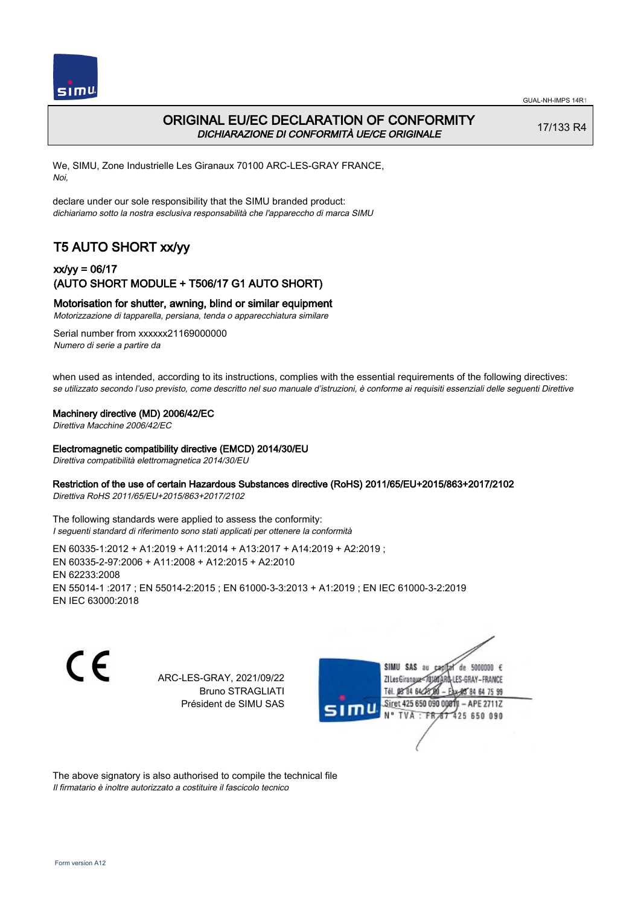# ORIGINAL EU/EC DECLARATION OF CONFORMITY
*DICHIARAZIONE DI CONFORMITÀ UE/CE ORIGINALE*

17/133 R4

We, SIMU, Zone Industrielle Les Giranaux 70100 ARC-LES-GRAY FRANCE,
*Noi,*

declare under our sole responsibility that the SIMU branded product:
*dichiariamo sotto la nostra esclusiva responsabilità che l'apparecchio di marca SIMU*

## T5 AUTO SHORT xx/yy

### xx/yy = 06/17
### (AUTO SHORT MODULE + T506/17 G1 AUTO SHORT)

**Motorisation for shutter, awning, blind or similar equipment**
*Motorizzazione di tapparella, persiana, tenda o apparecchiatura similare*

Serial number from xxxxxx21169000000
*Numero di serie a partire da*

when used as intended, according to its instructions, complies with the essential requirements of the following directives:
*se utilizzato secondo l'uso previsto, come descritto nel suo manuale d'istruzioni, è conforme ai requisiti essenziali delle seguenti Direttive*

**Machinery directive (MD) 2006/42/EC**
*Direttiva Macchine 2006/42/EC*

**Electromagnetic compatibility directive (EMCD) 2014/30/EU**
*Direttiva compatibilità elettromagnetica 2014/30/EU*

**Restriction of the use of certain Hazardous Substances directive (RoHS) 2011/65/EU+2015/863+2017/2102**
*Direttiva RoHS 2011/65/EU+2015/863+2017/2102*

The following standards were applied to assess the conformity:
*I seguenti standard di riferimento sono stati applicati per ottenere la conformità*

EN 60335-1:2012 + A1:2019 + A11:2014 + A13:2017 + A14:2019 + A2:2019 ;
EN 60335-2-97:2006 + A11:2008 + A12:2015 + A2:2010
EN 62233:2008
EN 55014-1 :2017 ; EN 55014-2:2015 ; EN 61000-3-3:2013 + A1:2019 ; EN IEC 61000-3-2:2019
EN IEC 63000:2018

CE

ARC-LES-GRAY, 2021/09/22
Bruno STRAGLIATI
Président de SIMU SAS

SIMU SAS au capital de 5000000 €
ZI Les Giranaux 70100 ARC-LES-GRAY-FRANCE
Tél. 03 84 64 75 00 – Fax 03 84 64 75 99
Siret 425 650 090 00011 – APE 2711Z
N° TVA : FR 67 425 650 090

The above signatory is also authorised to compile the technical file
*Il firmatario è inoltre autorizzato a costituire il fascicolo tecnico*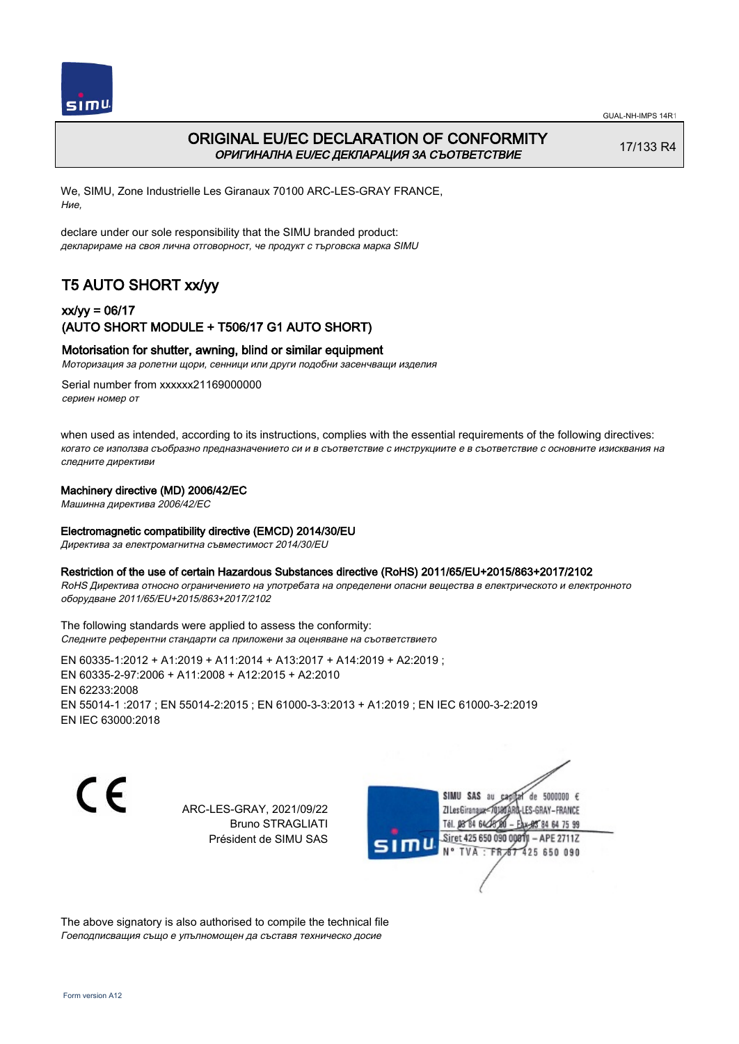# ORIGINAL EU/EC DECLARATION OF CONFORMITY

*ОРИГИНАЛНА EU/EC ДЕКЛАРАЦИЯ ЗА СЪОТВЕТСТВИЕ*

17/133 R4

We, SIMU, Zone Industrielle Les Giranaux 70100 ARC-LES-GRAY FRANCE,
*Ние,*

declare under our sole responsibility that the SIMU branded product:
*декларираме на своя лична отговорност, че продукт с търговска марка SIMU*

## T5 AUTO SHORT xx/yy

### xx/yy = 06/17
### (AUTO SHORT MODULE + T506/17 G1 AUTO SHORT)

**Motorisation for shutter, awning, blind or similar equipment**
*Моторизация за ролетни щори, сенници или други подобни засенчващи изделия*

Serial number from xxxxxx21169000000
*сериен номер от*

when used as intended, according to its instructions, complies with the essential requirements of the following directives:
*когато се използва съобразно предназначението си и в съответствие с инструкциите е в съответствие с основните изисквания на следните директиви*

**Machinery directive (MD) 2006/42/EC**
*Машинна директива 2006/42/EC*

**Electromagnetic compatibility directive (EMCD) 2014/30/EU**
*Директива за електромагнитна съвместимост 2014/30/EU*

**Restriction of the use of certain Hazardous Substances directive (RoHS) 2011/65/EU+2015/863+2017/2102**
*RoHS Директива относно ограничението на употребата на определени опасни вещества в електрическото и електронното оборудване 2011/65/EU+2015/863+2017/2102*

The following standards were applied to assess the conformity:
*Следните референтни стандарти са приложени за оценяване на съответствието*

EN 60335-1:2012 + A1:2019 + A11:2014 + A13:2017 + A14:2019 + A2:2019 ;
EN 60335-2-97:2006 + A11:2008 + A12:2015 + A2:2010
EN 62233:2008
EN 55014-1 :2017 ; EN 55014-2:2015 ; EN 61000-3-3:2013 + A1:2019 ; EN IEC 61000-3-2:2019
EN IEC 63000:2018

CE

ARC-LES-GRAY, 2021/09/22
Bruno STRAGLIATI
Président de SIMU SAS

SIMU SAS au capital de 5000000 €
ZI Les Giranaux 70100 ARC-LES-GRAY-FRANCE
Tél. 03 84 64 75 00 – Fax 03 84 64 75 99
Siret 425 650 090 00011 – APE 2711Z
N° TVA : FR 87 425 650 090

The above signatory is also authorised to compile the technical file
*Гоеподписващия също е упълномощен да съставя техническо досие*

Form version A12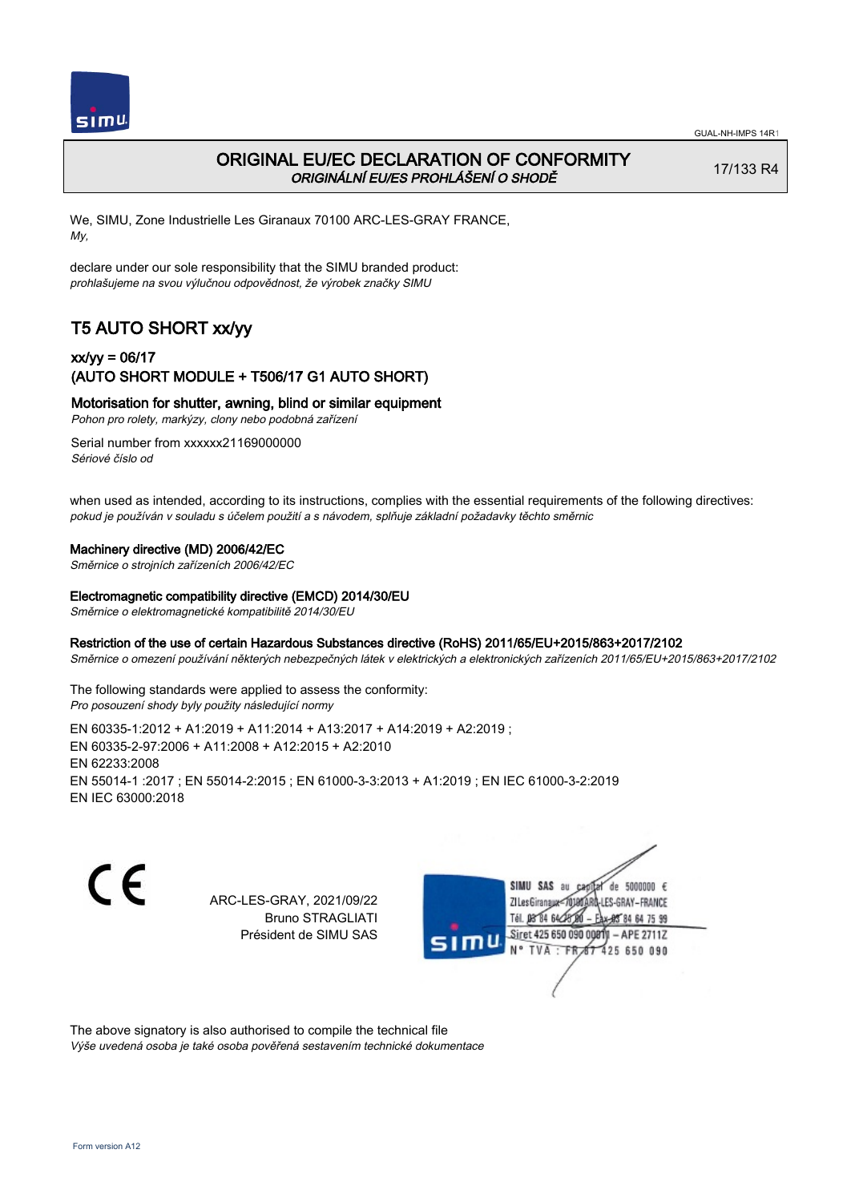# ORIGINAL EU/EC DECLARATION OF CONFORMITY

*ORIGINÁLNÍ EU/ES PROHLÁŠENÍ O SHODĚ*

17/133 R4

We, SIMU, Zone Industrielle Les Giranaux 70100 ARC-LES-GRAY FRANCE,
*My,*

declare under our sole responsibility that the SIMU branded product:
*prohlašujeme na svou výlučnou odpovědnost, že výrobek značky SIMU*

## T5 AUTO SHORT xx/yy

### xx/yy = 06/17
### (AUTO SHORT MODULE + T506/17 G1 AUTO SHORT)

**Motorisation for shutter, awning, blind or similar equipment**
*Pohon pro rolety, markýzy, clony nebo podobná zařízení*

Serial number from xxxxxx21169000000
*Sériové číslo od*

when used as intended, according to its instructions, complies with the essential requirements of the following directives:
*pokud je používán v souladu s účelem použití a s návodem, splňuje základní požadavky těchto směrnic*

**Machinery directive (MD) 2006/42/EC**
*Směrnice o strojních zařízeních 2006/42/EC*

**Electromagnetic compatibility directive (EMCD) 2014/30/EU**
*Směrnice o elektromagnetické kompatibilitě 2014/30/EU*

**Restriction of the use of certain Hazardous Substances directive (RoHS) 2011/65/EU+2015/863+2017/2102**
*Směrnice o omezení používání některých nebezpečných látek v elektrických a elektronických zařízeních 2011/65/EU+2015/863+2017/2102*

The following standards were applied to assess the conformity:
*Pro posouzení shody byly použity následující normy*

EN 60335-1:2012 + A1:2019 + A11:2014 + A13:2017 + A14:2019 + A2:2019 ;
EN 60335-2-97:2006 + A11:2008 + A12:2015 + A2:2010
EN 62233:2008
EN 55014-1 :2017 ; EN 55014-2:2015 ; EN 61000-3-3:2013 + A1:2019 ; EN IEC 61000-3-2:2019
EN IEC 63000:2018

CE

ARC-LES-GRAY, 2021/09/22
Bruno STRAGLIATI
Président de SIMU SAS

SIMU SAS au capital de 5000000 €
ZI Les Giranaux 70100 ARC-LES-GRAY-FRANCE
Tél. 03 84 64 75 00 – Fax 03 84 64 75 99
Siret 425 650 090 00011 – APE 2711Z
N° TVA : FR 87 425 650 090

The above signatory is also authorised to compile the technical file
*Výše uvedená osoba je také osoba pověřená sestavením technické dokumentace*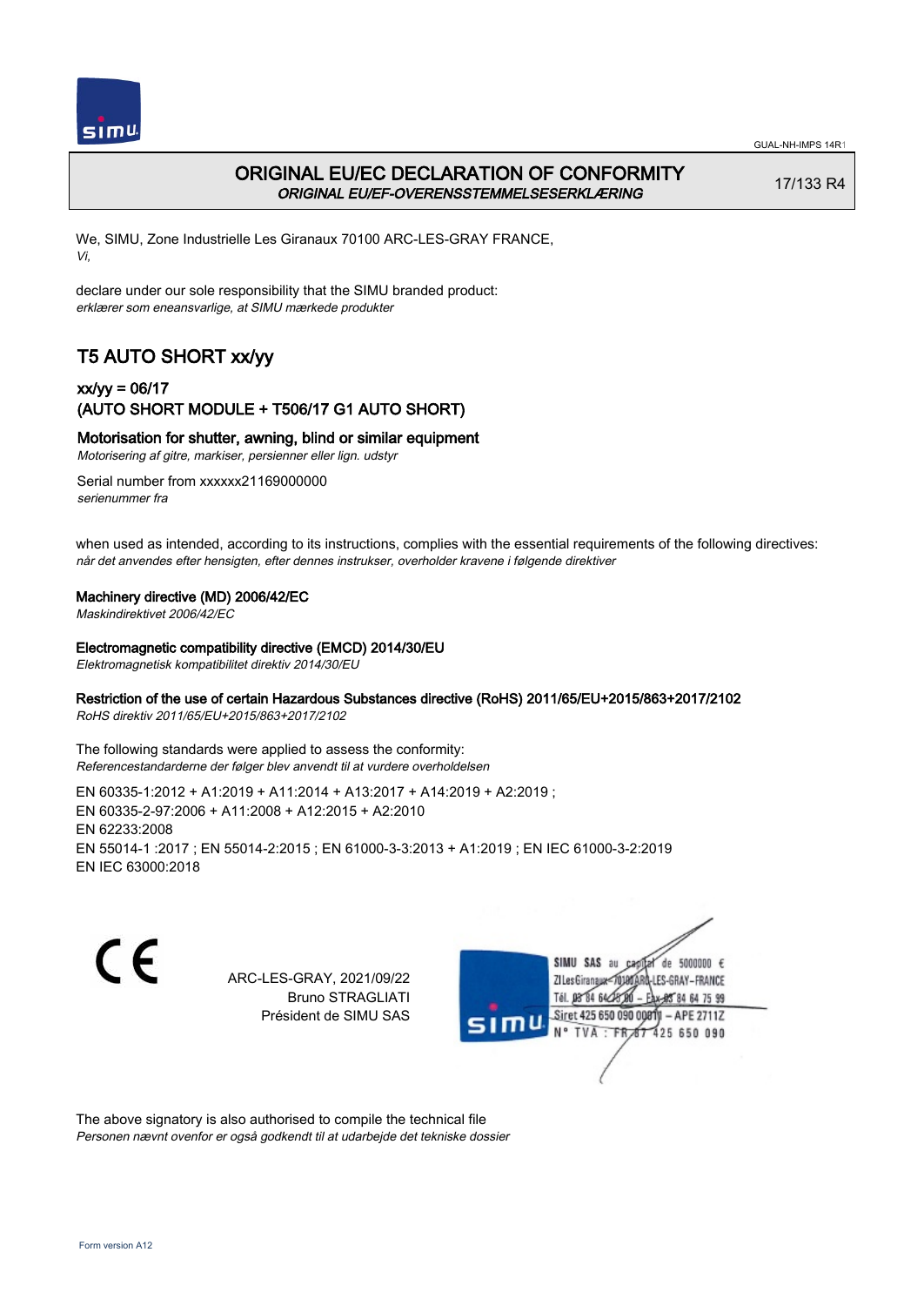# ORIGINAL EU/EC DECLARATION OF CONFORMITY
*ORIGINAL EU/EF-OVERENSSTEMMELSESERKLÆRING*

17/133 R4

We, SIMU, Zone Industrielle Les Giranaux 70100 ARC-LES-GRAY FRANCE,
*Vi,*

declare under our sole responsibility that the SIMU branded product:
*erklærer som eneansvarlige, at SIMU mærkede produkter*

## T5 AUTO SHORT xx/yy

### xx/yy = 06/17
### (AUTO SHORT MODULE + T506/17 G1 AUTO SHORT)

**Motorisation for shutter, awning, blind or similar equipment**
*Motorisering af gitre, markiser, persienner eller lign. udstyr*

Serial number from xxxxxx21169000000
*serienummer fra*

when used as intended, according to its instructions, complies with the essential requirements of the following directives:
*når det anvendes efter hensigten, efter dennes instrukser, overholder kravene i følgende direktiver*

**Machinery directive (MD) 2006/42/EC**
*Maskindirektivet 2006/42/EC*

**Electromagnetic compatibility directive (EMCD) 2014/30/EU**
*Elektromagnetisk kompatibilitet direktiv 2014/30/EU*

**Restriction of the use of certain Hazardous Substances directive (RoHS) 2011/65/EU+2015/863+2017/2102**
*RoHS direktiv 2011/65/EU+2015/863+2017/2102*

The following standards were applied to assess the conformity:
*Referencestandarderne der følger blev anvendt til at vurdere overholdelsen*

EN 60335-1:2012 + A1:2019 + A11:2014 + A13:2017 + A14:2019 + A2:2019 ;
EN 60335-2-97:2006 + A11:2008 + A12:2015 + A2:2010
EN 62233:2008
EN 55014-1 :2017 ; EN 55014-2:2015 ; EN 61000-3-3:2013 + A1:2019 ; EN IEC 61000-3-2:2019
EN IEC 63000:2018

ARC-LES-GRAY, 2021/09/22
Bruno STRAGLIATI
Président de SIMU SAS

SIMU SAS au capital de 5000000 €
ZI Les Giranaux 70100 ARC-LES-GRAY-FRANCE
Tél. 03 84 64 75 00 – Fax 03 84 64 75 99
Siret 425 650 090 00011 – APE 2711Z
N° TVA : FR 87 425 650 090

The above signatory is also authorised to compile the technical file
*Personen nævnt ovenfor er også godkendt til at udarbejde det tekniske dossier*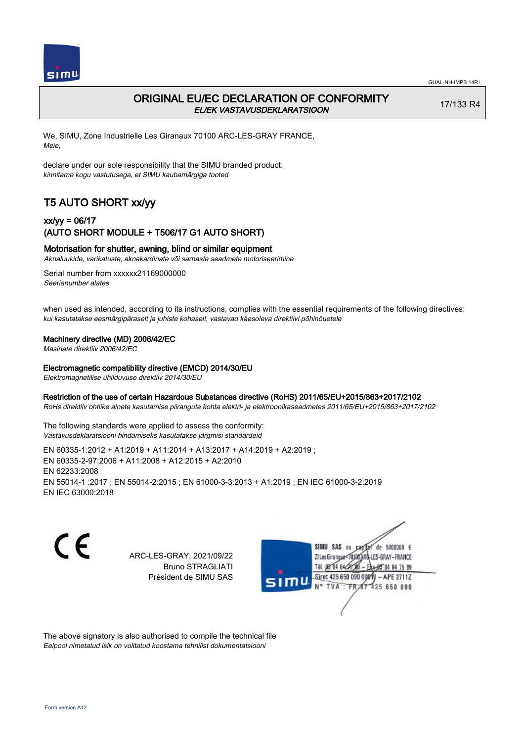# ORIGINAL EU/EC DECLARATION OF CONFORMITY

*EL/EK VASTAVUSDEKLARATSIOON*

17/133 R4

We, SIMU, Zone Industrielle Les Giranaux 70100 ARC-LES-GRAY FRANCE,
*Meie,*

declare under our sole responsibility that the SIMU branded product:
*kinnitame kogu vastutusega, et SIMU kaubamärgiga tooted*

## T5 AUTO SHORT xx/yy

### xx/yy = 06/17
### (AUTO SHORT MODULE + T506/17 G1 AUTO SHORT)

**Motorisation for shutter, awning, blind or similar equipment**
*Aknaluukide, varikatuste, aknakardinate või sarnaste seadmete motoriseerimine*

Serial number from xxxxxx21169000000
*Seerianumber alates*

when used as intended, according to its instructions, complies with the essential requirements of the following directives:
*kui kasutatakse eesmärgipäraselt ja juhiste kohaselt, vastavad käesoleva direktiivi põhinõuetele*

**Machinery directive (MD) 2006/42/EC**
*Masinate direktiiv 2006/42/EC*

**Electromagnetic compatibility directive (EMCD) 2014/30/EU**
*Elektromagnetilise ühilduvuse direktiiv 2014/30/EU*

**Restriction of the use of certain Hazardous Substances directive (RoHS) 2011/65/EU+2015/863+2017/2102**
*RoHs direktiiv ohtlike ainete kasutamise piirangute kohta elektri- ja elektroonikaseadmetes 2011/65/EU+2015/863+2017/2102*

The following standards were applied to assess the conformity:
*Vastavusdeklaratsiooni hindamiseks kasutatakse järgmisi standardeid*

EN 60335-1:2012 + A1:2019 + A11:2014 + A13:2017 + A14:2019 + A2:2019 ;
EN 60335-2-97:2006 + A11:2008 + A12:2015 + A2:2010
EN 62233:2008
EN 55014-1 :2017 ; EN 55014-2:2015 ; EN 61000-3-3:2013 + A1:2019 ; EN IEC 61000-3-2:2019
EN IEC 63000:2018

ARC-LES-GRAY, 2021/09/22
Bruno STRAGLIATI
Président de SIMU SAS

SIMU SAS au capital de 5000000 €
ZI Les Giranaux 70100 ARC-LES-GRAY-FRANCE
Tél. 03 84 64 78 00 – Fax 03 84 64 75 99
Siret 425 650 090 00811 – APE 2711Z
N° TVA : FR 87 425 650 090

The above signatory is also authorised to compile the technical file
*Eelpool nimetatud isik on volitatud koostama tehnilist dokumentatsiooni*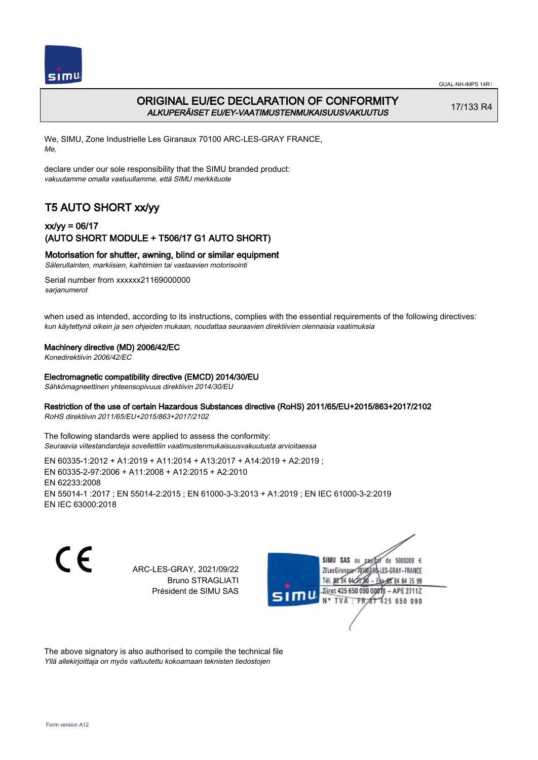# ORIGINAL EU/EC DECLARATION OF CONFORMITY
*ALKUPERÄISET EU/EY-VAATIMUSTENMUKAISUUSVAKUUTUS*

17/133 R4

We, SIMU, Zone Industrielle Les Giranaux 70100 ARC-LES-GRAY FRANCE,
*Me,*

declare under our sole responsibility that the SIMU branded product:
*vakuutamme omalla vastuullamme, että SIMU merkkituote*

## T5 AUTO SHORT xx/yy

### xx/yy = 06/17
### (AUTO SHORT MODULE + T506/17 G1 AUTO SHORT)

**Motorisation for shutter, awning, blind or similar equipment**
*Sälerullainten, markiisien, kaihtimien tai vastaavien motorisointi*

Serial number from xxxxxx21169000000
*sarjanumerot*

when used as intended, according to its instructions, complies with the essential requirements of the following directives:
*kun käytettynä oikein ja sen ohjeiden mukaan, noudattaa seuraavien direktiivien olennaisia vaatimuksia*

**Machinery directive (MD) 2006/42/EC**
*Konedirektiivin 2006/42/EC*

**Electromagnetic compatibility directive (EMCD) 2014/30/EU**
*Sähkömagneettinen yhteensopivuus direktiivin 2014/30/EU*

**Restriction of the use of certain Hazardous Substances directive (RoHS) 2011/65/EU+2015/863+2017/2102**
*RoHS direktiivin 2011/65/EU+2015/863+2017/2102*

The following standards were applied to assess the conformity:
*Seuraavia viitestandardeja sovellettiin vaatimustenmukaisuusvakuutusta arvioitaessa*

EN 60335-1:2012 + A1:2019 + A11:2014 + A13:2017 + A14:2019 + A2:2019 ;
EN 60335-2-97:2006 + A11:2008 + A12:2015 + A2:2010
EN 62233:2008
EN 55014-1 :2017 ; EN 55014-2:2015 ; EN 61000-3-3:2013 + A1:2019 ; EN IEC 61000-3-2:2019
EN IEC 63000:2018

CE

ARC-LES-GRAY, 2021/09/22
Bruno STRAGLIATI
Président de SIMU SAS

SIMU SAS au capital de 5000000 €
ZI Les Giranaux 70100 ARC-LES-GRAY-FRANCE
Tél. 03 84 64 75 00 – Fax 03 84 64 75 99
Siret 425 650 090 00811 – APE 2711Z
N° TVA : FR 87 425 650 090

The above signatory is also authorised to compile the technical file
*Yllä allekirjoittaja on myös valtuutettu kokoamaan teknisten tiedostojen*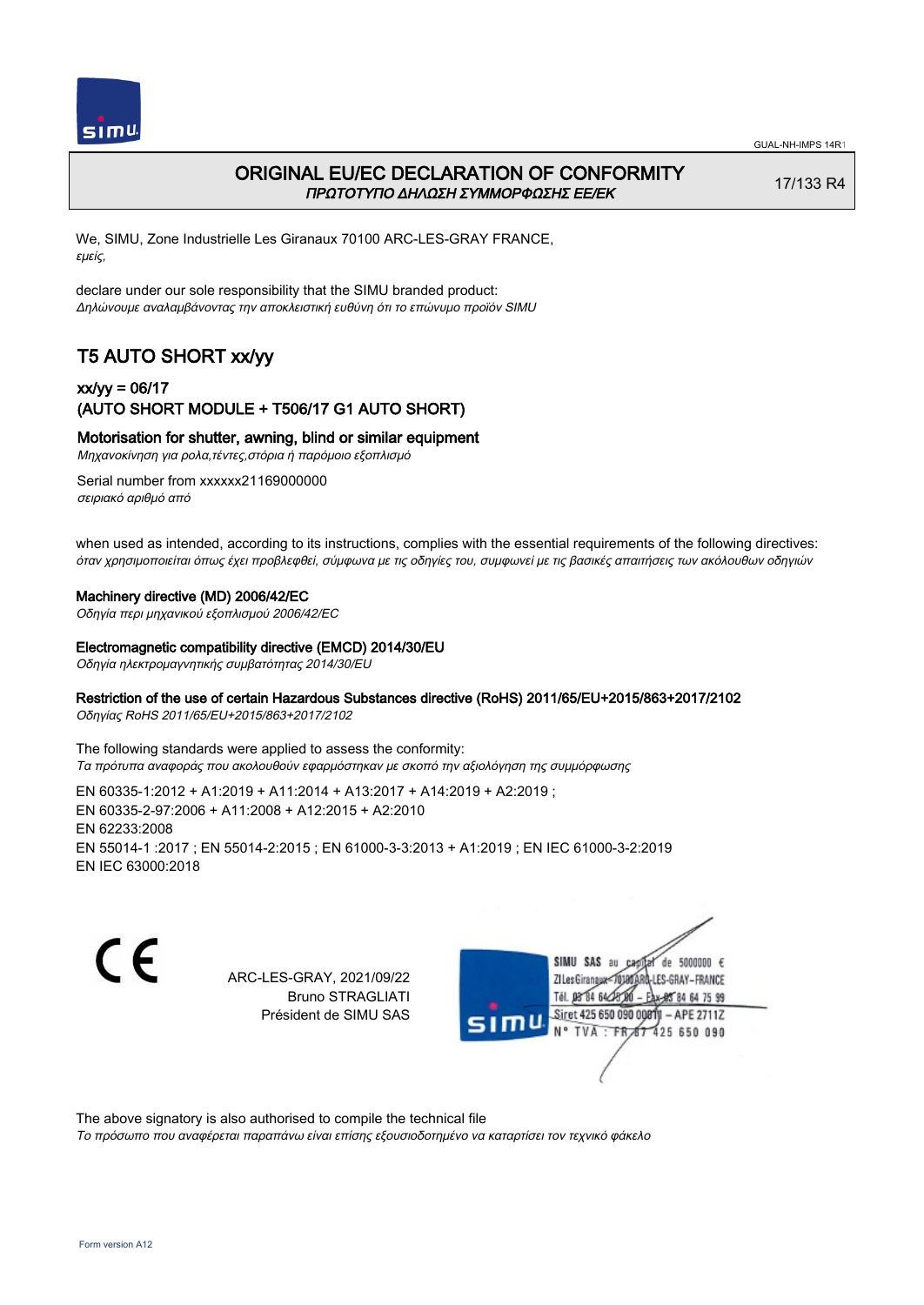# ORIGINAL EU/EC DECLARATION OF CONFORMITY
*ΠΡΩΤΟΤΥΠΟ ΔΗΛΩΣΗ ΣΥΜΜΟΡΦΩΣΗΣ ΕΕ/ΕΚ*

17/133 R4

We, SIMU, Zone Industrielle Les Giranaux 70100 ARC-LES-GRAY FRANCE,
*εμείς,*

declare under our sole responsibility that the SIMU branded product:
*Δηλώνουμε αναλαμβάνοντας την αποκλειστική ευθύνη ότι το επώνυμο προϊόν SIMU*

## T5 AUTO SHORT xx/yy

### xx/yy = 06/17
### (AUTO SHORT MODULE + T506/17 G1 AUTO SHORT)

### Motorisation for shutter, awning, blind or similar equipment
*Μηχανοκίνηση για ρολα,τέντες,στόρια ή παρόμοιο εξοπλισμό*

Serial number from xxxxxx21169000000
*σειριακό αριθμό από*

when used as intended, according to its instructions, complies with the essential requirements of the following directives:
*όταν χρησιμοποιείται όπως έχει προβλεφθεί, σύμφωνα με τις οδηγίες του, συμφωνεί με τις βασικές απαιτήσεις των ακόλουθων οδηγιών*

**Machinery directive (MD) 2006/42/EC**
*Οδηγία περι μηχανικού εξοπλισμού 2006/42/EC*

**Electromagnetic compatibility directive (EMCD) 2014/30/EU**
*Οδηγία ηλεκτρομαγνητικής συμβατότητας 2014/30/EU*

**Restriction of the use of certain Hazardous Substances directive (RoHS) 2011/65/EU+2015/863+2017/2102**
*Οδηγίας RoHS 2011/65/EU+2015/863+2017/2102*

The following standards were applied to assess the conformity:
*Τα πρότυπα αναφοράς που ακολουθούν εφαρμόστηκαν με σκοπό την αξιολόγηση της συμμόρφωσης*

EN 60335-1:2012 + A1:2019 + A11:2014 + A13:2017 + A14:2019 + A2:2019 ;
EN 60335-2-97:2006 + A11:2008 + A12:2015 + A2:2010
EN 62233:2008
EN 55014-1 :2017 ; EN 55014-2:2015 ; EN 61000-3-3:2013 + A1:2019 ; EN IEC 61000-3-2:2019
EN IEC 63000:2018

ARC-LES-GRAY, 2021/09/22
Bruno STRAGLIATI
Président de SIMU SAS

SIMU SAS au capital de 5000000 €
ZI Les Giranaux 70100 ARC-LES-GRAY-FRANCE
Tél. 03 84 64 78 00 – Fax 03 84 64 75 99
Siret 425 650 090 00811 – APE 2711Z
N° TVA : FR 87 425 650 090

The above signatory is also authorised to compile the technical file
*Το πρόσωπο που αναφέρεται παραπάνω είναι επίσης εξουσιοδοτημένο να καταρτίσει τον τεχνικό φάκελο*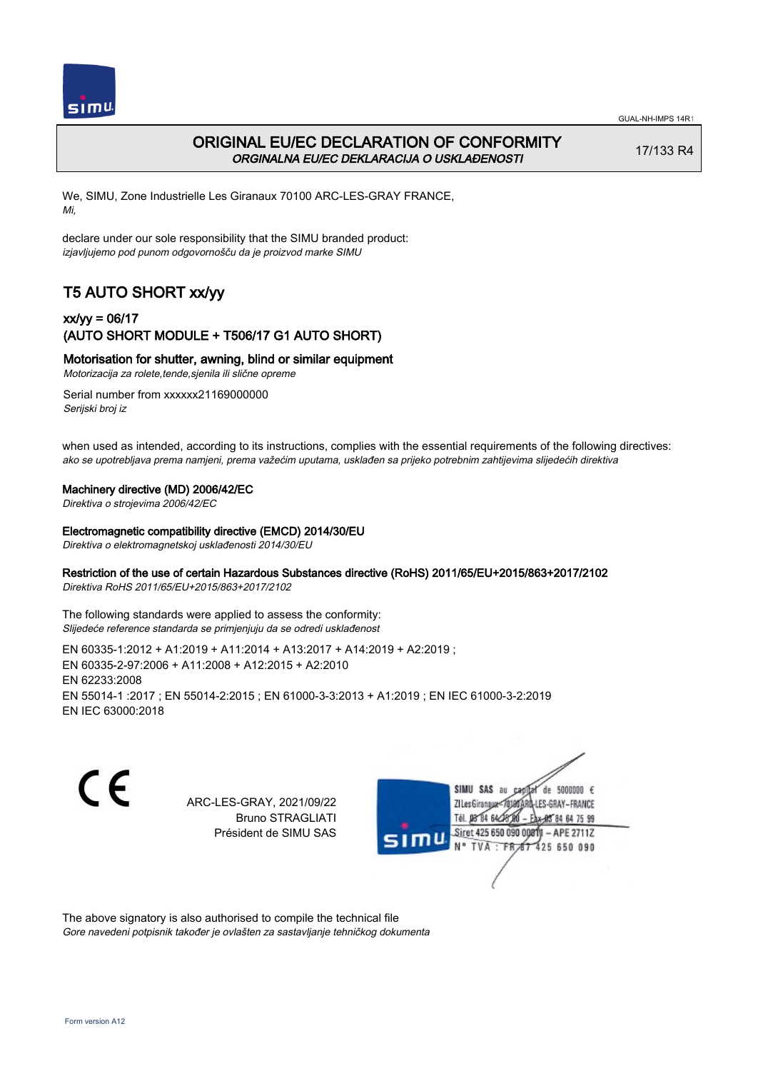# ORIGINAL EU/EC DECLARATION OF CONFORMITY

*ORGINALNA EU/EC DEKLARACIJA O USKLAĐENOSTI*

17/133 R4

We, SIMU, Zone Industrielle Les Giranaux 70100 ARC-LES-GRAY FRANCE,
*Mi,*

declare under our sole responsibility that the SIMU branded product:
*izjavljujemo pod punom odgovornošču da je proizvod marke SIMU*

## T5 AUTO SHORT xx/yy

### xx/yy = 06/17
### (AUTO SHORT MODULE + T506/17 G1 AUTO SHORT)

**Motorisation for shutter, awning, blind or similar equipment**
*Motorizacija za rolete,tende,sjenila ili slične opreme*

Serial number from xxxxxx21169000000
*Serijski broj iz*

when used as intended, according to its instructions, complies with the essential requirements of the following directives:
*ako se upotrebljava prema namjeni, prema važećim uputama, usklađen sa prijeko potrebnim zahtijevima slijedećih direktiva*

**Machinery directive (MD) 2006/42/EC**
*Direktiva o strojevima 2006/42/EC*

**Electromagnetic compatibility directive (EMCD) 2014/30/EU**
*Direktiva o elektromagnetskoj usklađenosti 2014/30/EU*

**Restriction of the use of certain Hazardous Substances directive (RoHS) 2011/65/EU+2015/863+2017/2102**
*Direktiva RoHS 2011/65/EU+2015/863+2017/2102*

The following standards were applied to assess the conformity:
*Slijedeće reference standarda se primjenjuju da se odredi usklađenost*

EN 60335-1:2012 + A1:2019 + A11:2014 + A13:2017 + A14:2019 + A2:2019 ;
EN 60335-2-97:2006 + A11:2008 + A12:2015 + A2:2010
EN 62233:2008
EN 55014-1 :2017 ; EN 55014-2:2015 ; EN 61000-3-3:2013 + A1:2019 ; EN IEC 61000-3-2:2019
EN IEC 63000:2018

CE

ARC-LES-GRAY, 2021/09/22
Bruno STRAGLIATI
Président de SIMU SAS

SIMU SAS au capital de 5000000 €
ZI Les Giranaux 70100 ARC-LES-GRAY-FRANCE
Tél. 03 84 64 75 00 – Fax 03 84 64 75 99
Siret 425 650 090 00011 – APE 2711Z
N° TVA : FR87 425 650 090

The above signatory is also authorised to compile the technical file
*Gore navedeni potpisnik također je ovlašten za sastavljanje tehničkog dokumenta*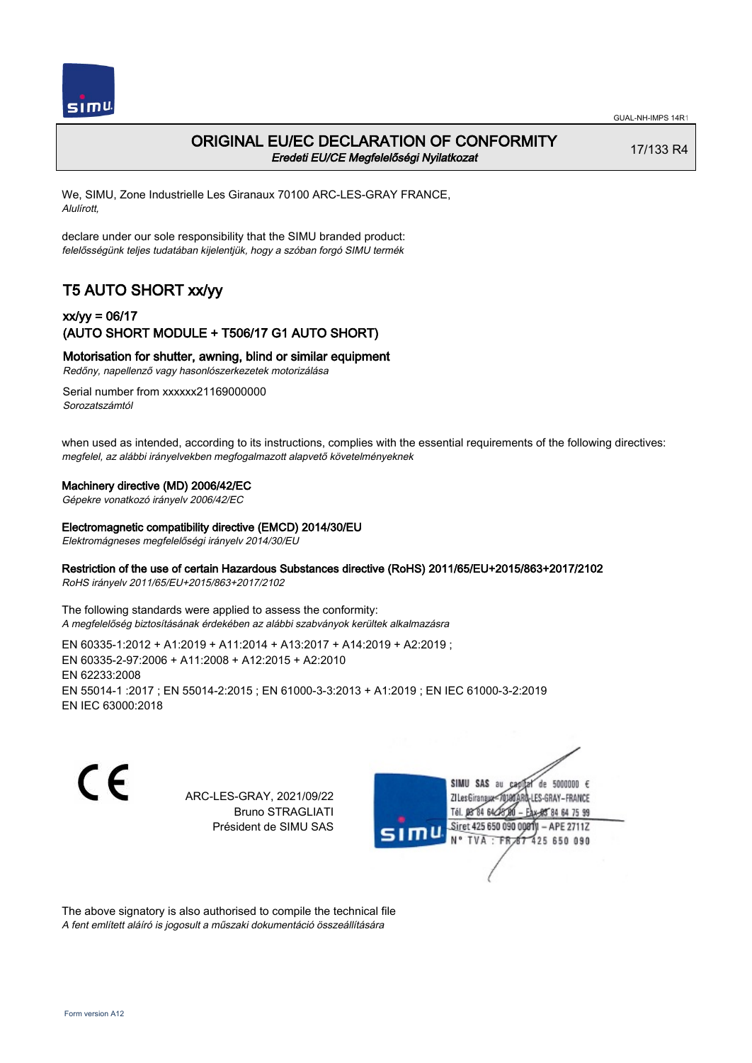# ORIGINAL EU/EC DECLARATION OF CONFORMITY

*Eredeti EU/CE Megfelelőségi Nyilatkozat*

17/133 R4

We, SIMU, Zone Industrielle Les Giranaux 70100 ARC-LES-GRAY FRANCE,
*Alulírott,*

declare under our sole responsibility that the SIMU branded product:
*felelősségünk teljes tudatában kijelentjük, hogy a szóban forgó SIMU termék*

## T5 AUTO SHORT xx/yy

### xx/yy = 06/17
### (AUTO SHORT MODULE + T506/17 G1 AUTO SHORT)

**Motorisation for shutter, awning, blind or similar equipment**
*Redőny, napellenző vagy hasonlószerkezetek motorizálása*

Serial number from xxxxxx21169000000
*Sorozatszámtól*

when used as intended, according to its instructions, complies with the essential requirements of the following directives:
*megfelel, az alábbi irányelvekben megfogalmazott alapvető követelményeknek*

**Machinery directive (MD) 2006/42/EC**
*Gépekre vonatkozó irányelv 2006/42/EC*

**Electromagnetic compatibility directive (EMCD) 2014/30/EU**
*Elektromágneses megfelelőségi irányelv 2014/30/EU*

**Restriction of the use of certain Hazardous Substances directive (RoHS) 2011/65/EU+2015/863+2017/2102**
*RoHS irányelv 2011/65/EU+2015/863+2017/2102*

The following standards were applied to assess the conformity:
*A megfelelőség biztosításának érdekében az alábbi szabványok kerültek alkalmazásra*

EN 60335-1:2012 + A1:2019 + A11:2014 + A13:2017 + A14:2019 + A2:2019 ;
EN 60335-2-97:2006 + A11:2008 + A12:2015 + A2:2010
EN 62233:2008
EN 55014-1 :2017 ; EN 55014-2:2015 ; EN 61000-3-3:2013 + A1:2019 ; EN IEC 61000-3-2:2019
EN IEC 63000:2018

ARC-LES-GRAY, 2021/09/22
Bruno STRAGLIATI
Président de SIMU SAS

SIMU SAS au capital de 5000000 €
ZI Les Giranaux 70100 ARC-LES-GRAY-FRANCE
Tél. 03 84 64 78 00 – Fax 03 84 64 75 99
Siret 425 650 090 00011 – APE 2711Z
N° TVA : FR 87 425 650 090

The above signatory is also authorised to compile the technical file
*A fent említett aláíró is jogosult a műszaki dokumentáció összeállítására*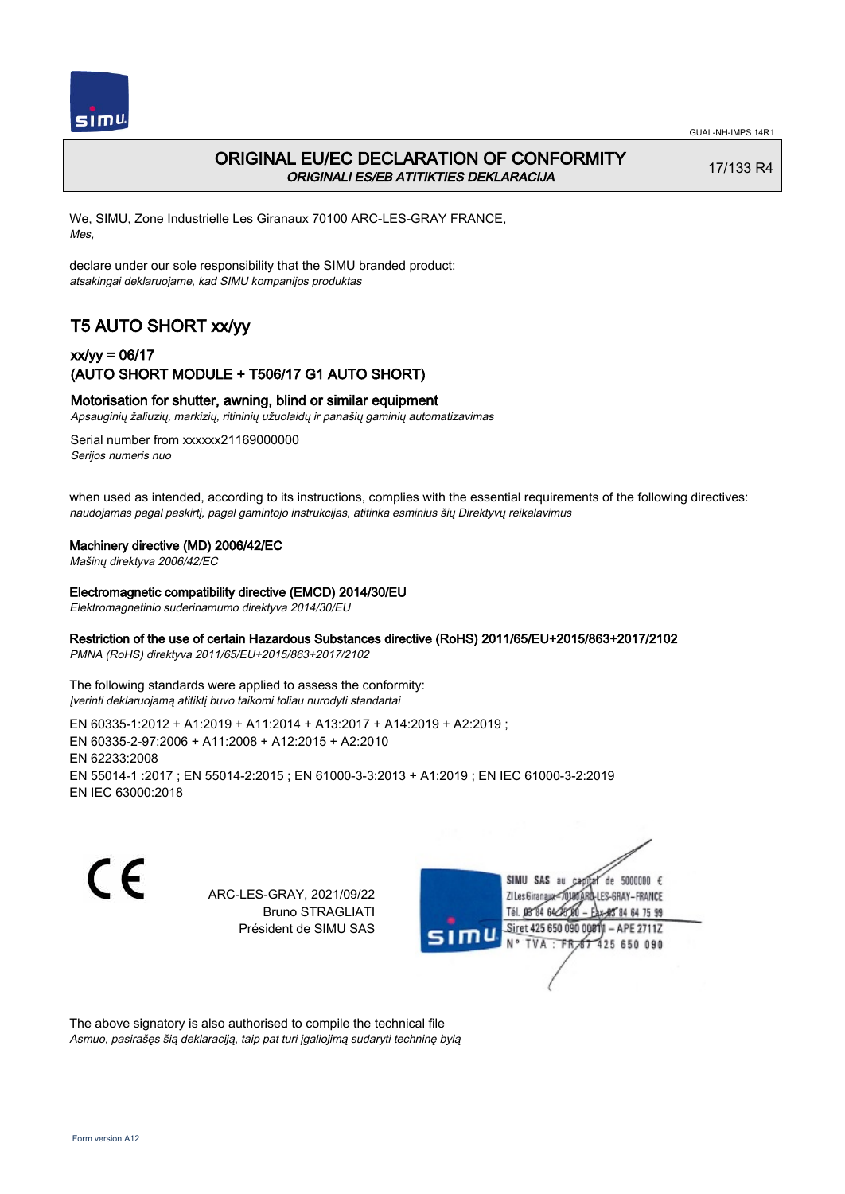GUAL-NH-IMPS 14R1

# ORIGINAL EU/EC DECLARATION OF CONFORMITY

*ORIGINALI ES/EB ATITIKTIES DEKLARACIJA*

17/133 R4

We, SIMU, Zone Industrielle Les Giranaux 70100 ARC-LES-GRAY FRANCE,
*Mes,*

declare under our sole responsibility that the SIMU branded product:
*atsakingai deklaruojame, kad SIMU kompanijos produktas*

## T5 AUTO SHORT xx/yy

### xx/yy = 06/17
### (AUTO SHORT MODULE + T506/17 G1 AUTO SHORT)

**Motorisation for shutter, awning, blind or similar equipment**
*Apsauginių žaliuzių, markizių, ritininių užuolaidų ir panašių gaminių automatizavimas*

Serial number from xxxxxx21169000000
*Serijos numeris nuo*

when used as intended, according to its instructions, complies with the essential requirements of the following directives:
*naudojamas pagal paskirtį, pagal gamintojo instrukcijas, atitinka esminius šių Direktyvų reikalavimus*

**Machinery directive (MD) 2006/42/EC**
*Mašinų direktyva 2006/42/EC*

**Electromagnetic compatibility directive (EMCD) 2014/30/EU**
*Elektromagnetinio suderinamumo direktyva 2014/30/EU*

**Restriction of the use of certain Hazardous Substances directive (RoHS) 2011/65/EU+2015/863+2017/2102**
*PMNA (RoHS) direktyva 2011/65/EU+2015/863+2017/2102*

The following standards were applied to assess the conformity:
*Įverinti deklaruojamą atitiktį buvo taikomi toliau nurodyti standartai*

EN 60335-1:2012 + A1:2019 + A11:2014 + A13:2017 + A14:2019 + A2:2019 ;
EN 60335-2-97:2006 + A11:2008 + A12:2015 + A2:2010
EN 62233:2008
EN 55014-1 :2017 ; EN 55014-2:2015 ; EN 61000-3-3:2013 + A1:2019 ; EN IEC 61000-3-2:2019
EN IEC 63000:2018

CE

ARC-LES-GRAY, 2021/09/22
Bruno STRAGLIATI
Président de SIMU SAS

SIMU SAS au capital de 5000000 €
ZI Les Giranaux 70100 ARC-LES-GRAY-FRANCE
Tél. 03 84 64 75 00 – Fax 03 84 64 75 99
Siret 425 650 090 00011 – APE 2711Z
N° TVA : FR 87 425 650 090

The above signatory is also authorised to compile the technical file
*Asmuo, pasirašęs šią deklaraciją, taip pat turi įgaliojimą sudaryti techninę bylą*

Form version A12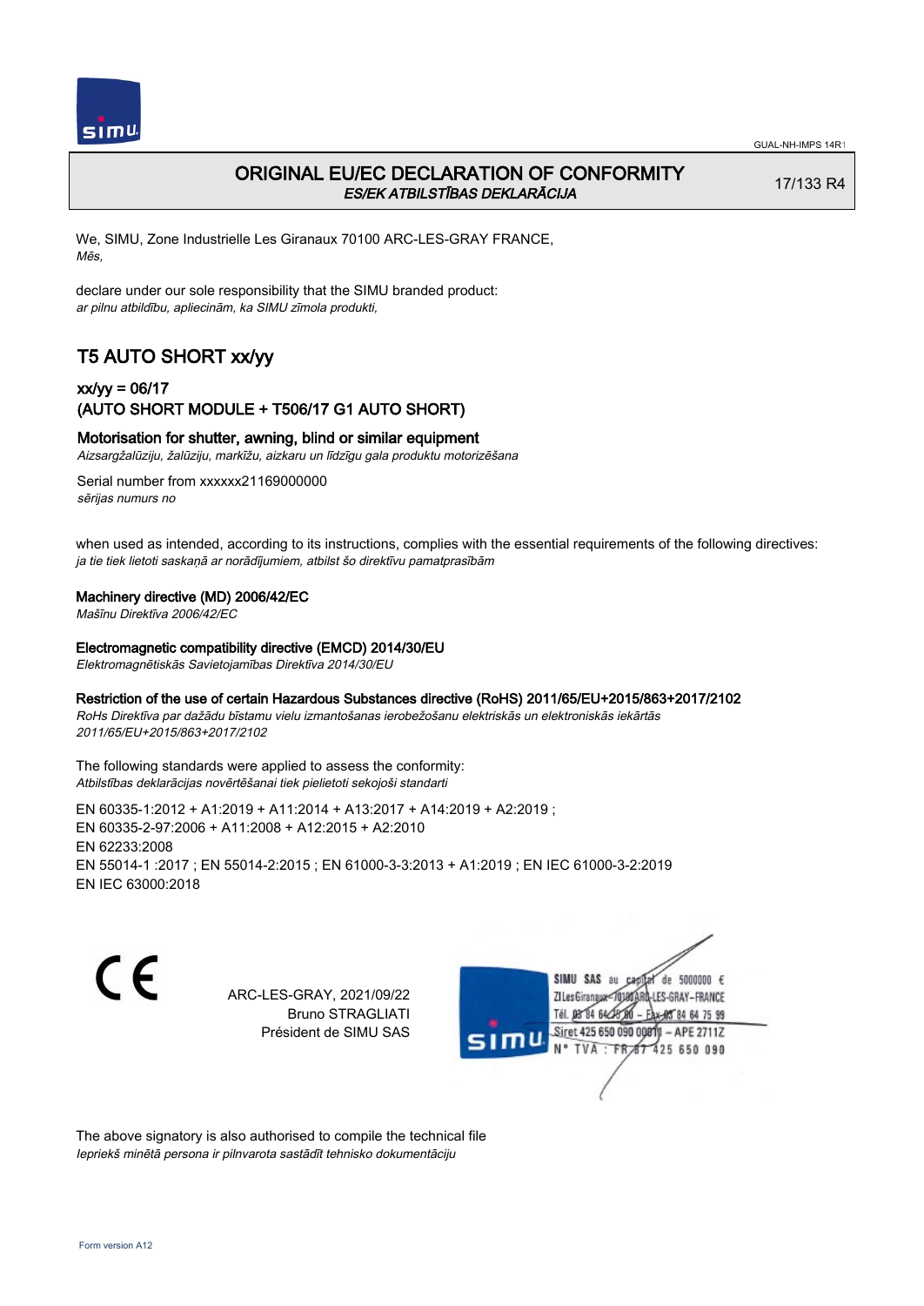# ORIGINAL EU/EC DECLARATION OF CONFORMITY
*ES/EK ATBILSTĪBAS DEKLARĀCIJA*

17/133 R4

We, SIMU, Zone Industrielle Les Giranaux 70100 ARC-LES-GRAY FRANCE,
*Mēs,*

declare under our sole responsibility that the SIMU branded product:
*ar pilnu atbildību, apliecinām, ka SIMU zīmola produkti,*

## T5 AUTO SHORT xx/yy

### xx/yy = 06/17
### (AUTO SHORT MODULE + T506/17 G1 AUTO SHORT)

**Motorisation for shutter, awning, blind or similar equipment**
*Aizsargžalūziju, žalūziju, markīžu, aizkaru un līdzīgu gala produktu motorizēšana*

Serial number from xxxxxx21169000000
*sērijas numurs no*

when used as intended, according to its instructions, complies with the essential requirements of the following directives:
*ja tie tiek lietoti saskaņā ar norādījumiem, atbilst šo direktīvu pamatprasībām*

**Machinery directive (MD) 2006/42/EC**
*Mašīnu Direktīva 2006/42/EC*

**Electromagnetic compatibility directive (EMCD) 2014/30/EU**
*Elektromagnētiskās Savietojamības Direktīva 2014/30/EU*

**Restriction of the use of certain Hazardous Substances directive (RoHS) 2011/65/EU+2015/863+2017/2102**
*RoHs Direktīva par dažādu bīstamu vielu izmantošanas ierobežošanu elektriskās un elektroniskās iekārtās 2011/65/EU+2015/863+2017/2102*

The following standards were applied to assess the conformity:
*Atbilstības deklarācijas novērtēšanai tiek pielietoti sekojoši standarti*

EN 60335-1:2012 + A1:2019 + A11:2014 + A13:2017 + A14:2019 + A2:2019 ;
EN 60335-2-97:2006 + A11:2008 + A12:2015 + A2:2010
EN 62233:2008
EN 55014-1 :2017 ; EN 55014-2:2015 ; EN 61000-3-3:2013 + A1:2019 ; EN IEC 61000-3-2:2019
EN IEC 63000:2018

CE

ARC-LES-GRAY, 2021/09/22
Bruno STRAGLIATI
Président de SIMU SAS

SIMU SAS au capital de 5000000 €
ZI Les Giranaux 70100 ARC-LES-GRAY-FRANCE
Tél. 03 84 64 75 00 – Fax 03 84 64 75 99
Siret 425 650 090 00011 – APE 2711Z
N° TVA : FR 67 425 650 090

The above signatory is also authorised to compile the technical file
*Iepriekš minētā persona ir pilnvarota sastādīt tehnisko dokumentāciju*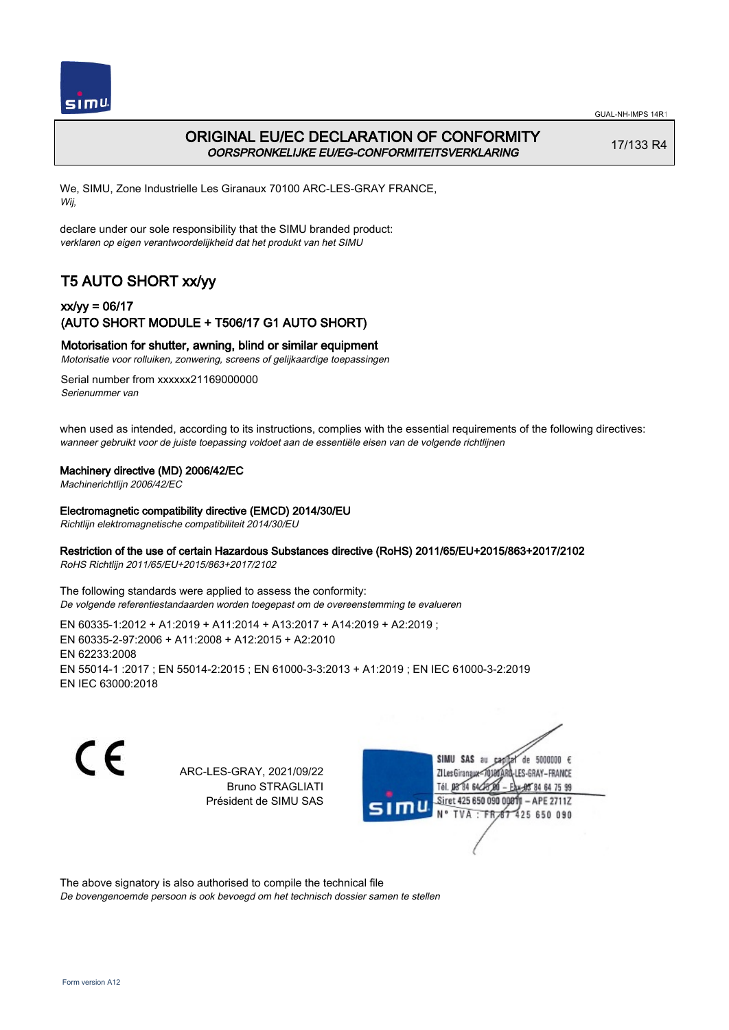# ORIGINAL EU/EC DECLARATION OF CONFORMITY

*OORSPRONKELIJKE EU/EG-CONFORMITEITSVERKLARING*

17/133 R4

We, SIMU, Zone Industrielle Les Giranaux 70100 ARC-LES-GRAY FRANCE,
*Wij,*

declare under our sole responsibility that the SIMU branded product:
*verklaren op eigen verantwoordelijkheid dat het produkt van het SIMU*

## T5 AUTO SHORT xx/yy

### xx/yy = 06/17
### (AUTO SHORT MODULE + T506/17 G1 AUTO SHORT)

**Motorisation for shutter, awning, blind or similar equipment**
*Motorisatie voor rolluiken, zonwering, screens of gelijkaardige toepassingen*

Serial number from xxxxxx21169000000
*Serienummer van*

when used as intended, according to its instructions, complies with the essential requirements of the following directives:
*wanneer gebruikt voor de juiste toepassing voldoet aan de essentiële eisen van de volgende richtlijnen*

**Machinery directive (MD) 2006/42/EC**
*Machinerichtlijn 2006/42/EC*

**Electromagnetic compatibility directive (EMCD) 2014/30/EU**
*Richtlijn elektromagnetische compatibiliteit 2014/30/EU*

**Restriction of the use of certain Hazardous Substances directive (RoHS) 2011/65/EU+2015/863+2017/2102**
*RoHS Richtlijn 2011/65/EU+2015/863+2017/2102*

The following standards were applied to assess the conformity:
*De volgende referentiestandaarden worden toegepast om de overeenstemming te evalueren*

EN 60335-1:2012 + A1:2019 + A11:2014 + A13:2017 + A14:2019 + A2:2019 ;
EN 60335-2-97:2006 + A11:2008 + A12:2015 + A2:2010
EN 62233:2008
EN 55014-1 :2017 ; EN 55014-2:2015 ; EN 61000-3-3:2013 + A1:2019 ; EN IEC 61000-3-2:2019
EN IEC 63000:2018

ARC-LES-GRAY, 2021/09/22
Bruno STRAGLIATI
Président de SIMU SAS

SIMU SAS au capital de 5000000 €
ZI Les Giranaux 70100 ARC-LES-GRAY-FRANCE
Tél. 03 84 64 78 00 – Fax 03 84 64 75 99
Siret 425 650 090 00811 – APE 2711Z
N° TVA : FR 87 425 650 090

The above signatory is also authorised to compile the technical file
*De bovengenoemde persoon is ook bevoegd om het technisch dossier samen te stellen*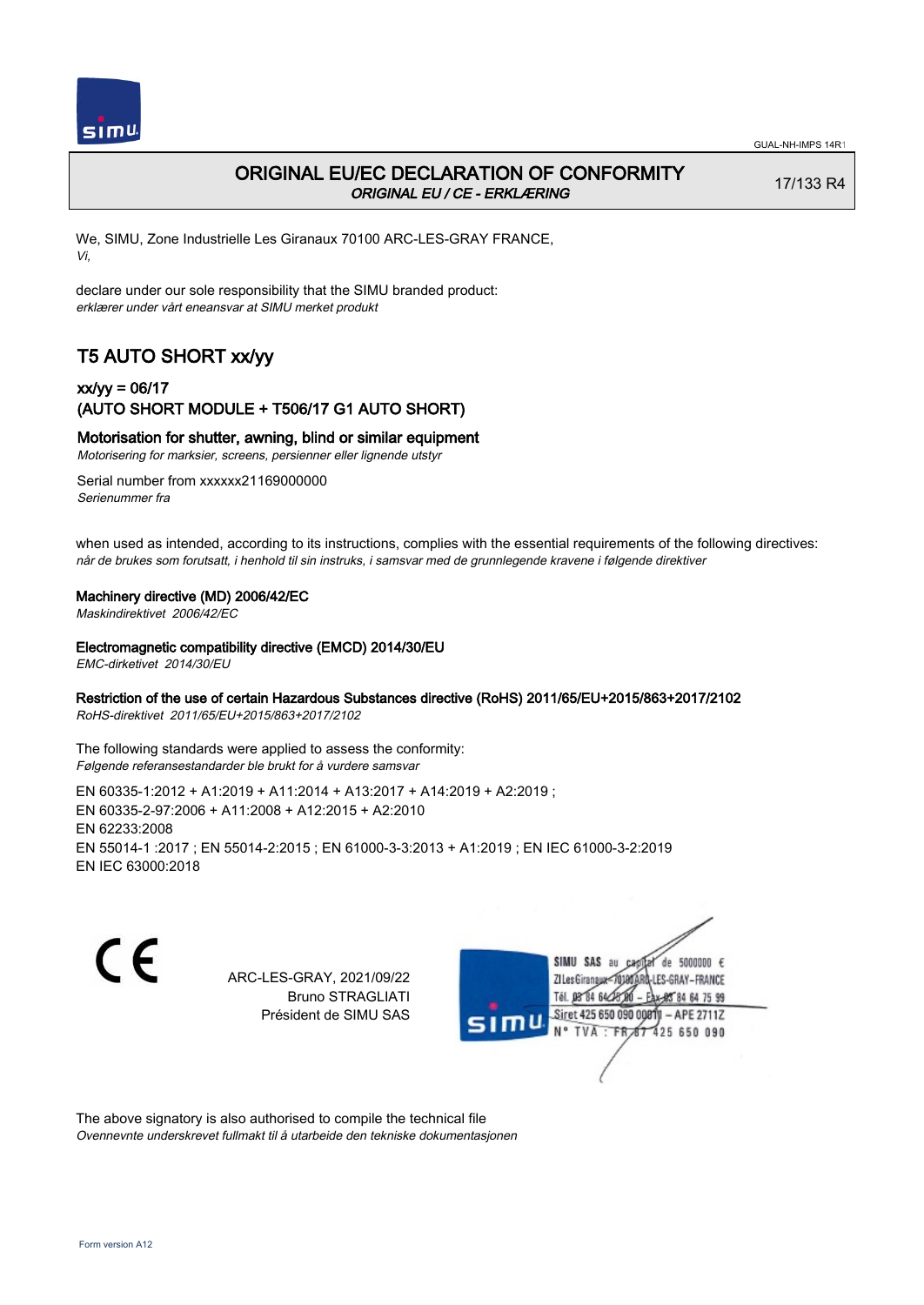# ORIGINAL EU/EC DECLARATION OF CONFORMITY

*ORIGINAL EU / CE - ERKLÆRING*

17/133 R4

We, SIMU, Zone Industrielle Les Giranaux 70100 ARC-LES-GRAY FRANCE,
*Vi,*

declare under our sole responsibility that the SIMU branded product:
*erklærer under vårt eneansvar at SIMU merket produkt*

## T5 AUTO SHORT xx/yy

### xx/yy = 06/17
### (AUTO SHORT MODULE + T506/17 G1 AUTO SHORT)

**Motorisation for shutter, awning, blind or similar equipment**
*Motorisering for marksier, screens, persienner eller lignende utstyr*

Serial number from xxxxxx21169000000
*Serienummer fra*

when used as intended, according to its instructions, complies with the essential requirements of the following directives:
*når de brukes som forutsatt, i henhold til sin instruks, i samsvar med de grunnlegende kravene i følgende direktiver*

**Machinery directive (MD) 2006/42/EC**
*Maskindirektivet 2006/42/EC*

**Electromagnetic compatibility directive (EMCD) 2014/30/EU**
*EMC-dirketivet 2014/30/EU*

**Restriction of the use of certain Hazardous Substances directive (RoHS) 2011/65/EU+2015/863+2017/2102**
*RoHS-direktivet 2011/65/EU+2015/863+2017/2102*

The following standards were applied to assess the conformity:
*Følgende referansestandarder ble brukt for å vurdere samsvar*

EN 60335-1:2012 + A1:2019 + A11:2014 + A13:2017 + A14:2019 + A2:2019 ;
EN 60335-2-97:2006 + A11:2008 + A12:2015 + A2:2010
EN 62233:2008
EN 55014-1 :2017 ; EN 55014-2:2015 ; EN 61000-3-3:2013 + A1:2019 ; EN IEC 61000-3-2:2019
EN IEC 63000:2018

ARC-LES-GRAY, 2021/09/22
Bruno STRAGLIATI
Président de SIMU SAS

SIMU SAS au capital de 5000000 €
ZI Les Giranaux 70100 ARC-LES-GRAY-FRANCE
Tél. 03 84 64 75 00 – Fax 03 84 64 75 99
Siret 425 650 090 00011 – APE 2711Z
N° TVA : FR 87 425 650 090

The above signatory is also authorised to compile the technical file
*Ovennevnte underskrevet fullmakt til å utarbeide den tekniske dokumentasjonen*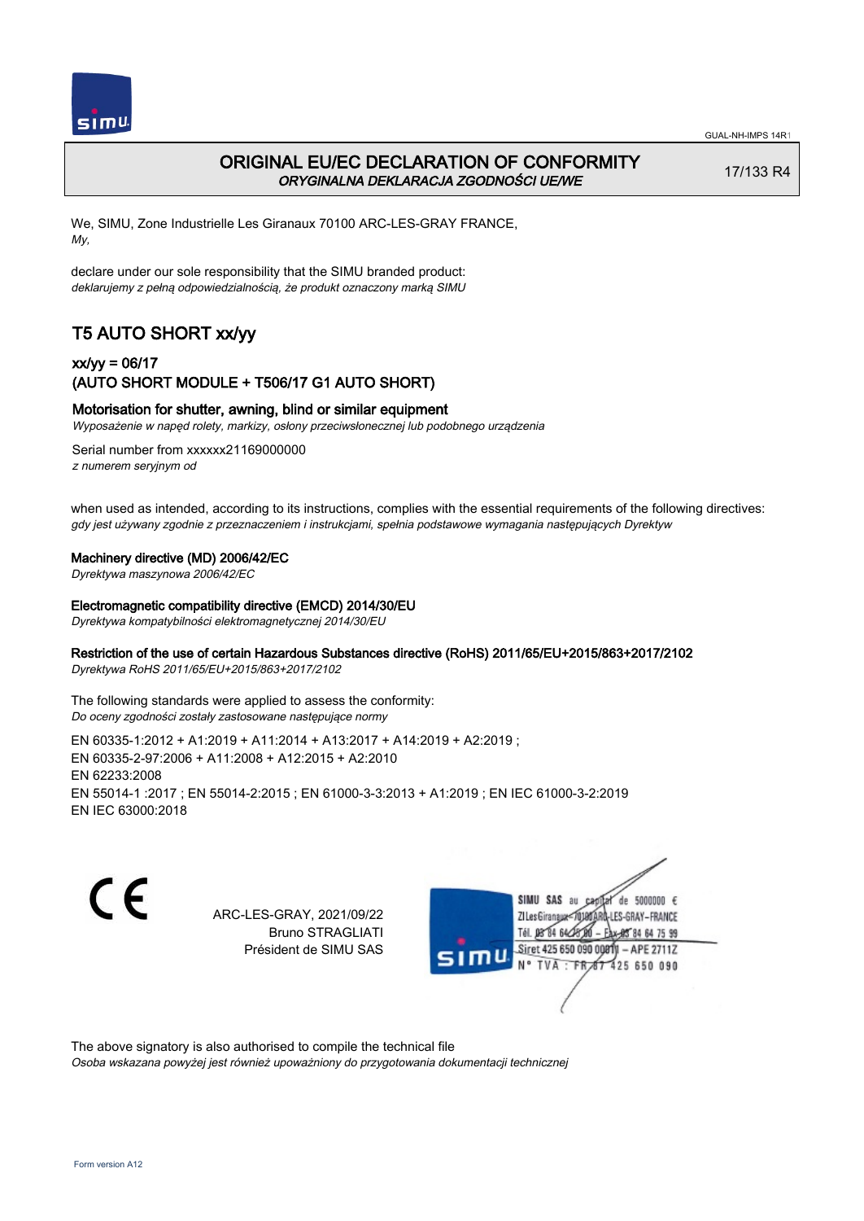# ORIGINAL EU/EC DECLARATION OF CONFORMITY
*ORYGINALNA DEKLARACJA ZGODNOŚCI UE/WE*

17/133 R4

We, SIMU, Zone Industrielle Les Giranaux 70100 ARC-LES-GRAY FRANCE,
*My,*

declare under our sole responsibility that the SIMU branded product:
*deklarujemy z pełną odpowiedzialnością, że produkt oznaczony marką SIMU*

## T5 AUTO SHORT xx/yy

### xx/yy = 06/17
### (AUTO SHORT MODULE + T506/17 G1 AUTO SHORT)

**Motorisation for shutter, awning, blind or similar equipment**
*Wyposażenie w napęd rolety, markizy, osłony przeciwsłonecznej lub podobnego urządzenia*

Serial number from xxxxxx21169000000
*z numerem seryjnym od*

when used as intended, according to its instructions, complies with the essential requirements of the following directives:
*gdy jest używany zgodnie z przeznaczeniem i instrukcjami, spełnia podstawowe wymagania następujących Dyrektyw*

**Machinery directive (MD) 2006/42/EC**
*Dyrektywa maszynowa 2006/42/EC*

**Electromagnetic compatibility directive (EMCD) 2014/30/EU**
*Dyrektywa kompatybilności elektromagnetycznej 2014/30/EU*

**Restriction of the use of certain Hazardous Substances directive (RoHS) 2011/65/EU+2015/863+2017/2102**
*Dyrektywa RoHS 2011/65/EU+2015/863+2017/2102*

The following standards were applied to assess the conformity:
*Do oceny zgodności zostały zastosowane następujące normy*

EN 60335-1:2012 + A1:2019 + A11:2014 + A13:2017 + A14:2019 + A2:2019 ;
EN 60335-2-97:2006 + A11:2008 + A12:2015 + A2:2010
EN 62233:2008
EN 55014-1 :2017 ; EN 55014-2:2015 ; EN 61000-3-3:2013 + A1:2019 ; EN IEC 61000-3-2:2019
EN IEC 63000:2018

CE

ARC-LES-GRAY, 2021/09/22
Bruno STRAGLIATI
Président de SIMU SAS

SIMU SAS au capital de 5000000 €
ZI Les Giranaux 70100 ARC-LES-GRAY-FRANCE
Tél. 03 84 64 75 00 – Fax 03 84 64 75 99
Siret 425 650 090 00011 – APE 2711Z
N° TVA : FR 87 425 650 090

The above signatory is also authorised to compile the technical file
*Osoba wskazana powyżej jest również upoważniony do przygotowania dokumentacji technicznej*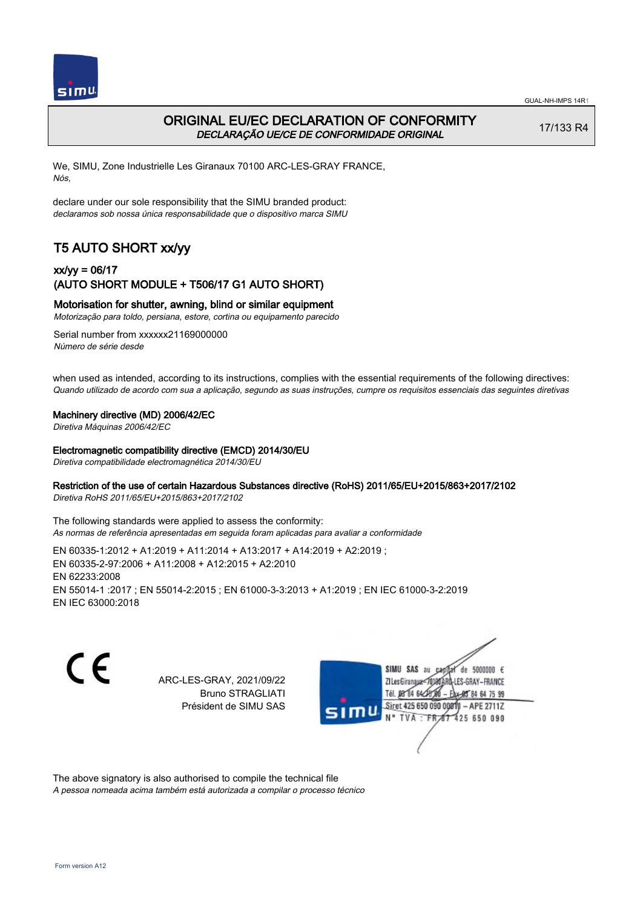# ORIGINAL EU/EC DECLARATION OF CONFORMITY
*DECLARAÇÃO UE/CE DE CONFORMIDADE ORIGINAL*

17/133 R4

We, SIMU, Zone Industrielle Les Giranaux 70100 ARC-LES-GRAY FRANCE,
*Nós,*

declare under our sole responsibility that the SIMU branded product:
*declaramos sob nossa única responsabilidade que o dispositivo marca SIMU*

## T5 AUTO SHORT xx/yy

### xx/yy = 06/17
### (AUTO SHORT MODULE + T506/17 G1 AUTO SHORT)

**Motorisation for shutter, awning, blind or similar equipment**
*Motorização para toldo, persiana, estore, cortina ou equipamento parecido*

Serial number from xxxxxx21169000000
*Número de série desde*

when used as intended, according to its instructions, complies with the essential requirements of the following directives:
*Quando utilizado de acordo com sua a aplicação, segundo as suas instruções, cumpre os requisitos essenciais das seguintes diretivas*

**Machinery directive (MD) 2006/42/EC**
*Diretiva Máquinas 2006/42/EC*

**Electromagnetic compatibility directive (EMCD) 2014/30/EU**
*Diretiva compatibilidade electromagnética 2014/30/EU*

**Restriction of the use of certain Hazardous Substances directive (RoHS) 2011/65/EU+2015/863+2017/2102**
*Diretiva RoHS 2011/65/EU+2015/863+2017/2102*

The following standards were applied to assess the conformity:
*As normas de referência apresentadas em seguida foram aplicadas para avaliar a conformidade*

EN 60335-1:2012 + A1:2019 + A11:2014 + A13:2017 + A14:2019 + A2:2019 ;
EN 60335-2-97:2006 + A11:2008 + A12:2015 + A2:2010
EN 62233:2008
EN 55014-1 :2017 ; EN 55014-2:2015 ; EN 61000-3-3:2013 + A1:2019 ; EN IEC 61000-3-2:2019
EN IEC 63000:2018

CE

ARC-LES-GRAY, 2021/09/22
Bruno STRAGLIATI
Président de SIMU SAS

SIMU SAS au capital de 5000000 €
ZI Les Giranaux 70100 ARC-LES-GRAY-FRANCE
Tél. 03 84 64 78 00 – Fax 03 84 64 75 99
Siret 425 650 090 00811 – APE 2711Z
N° TVA : FR 87 425 650 090

The above signatory is also authorised to compile the technical file
*A pessoa nomeada acima também está autorizada a compilar o processo técnico*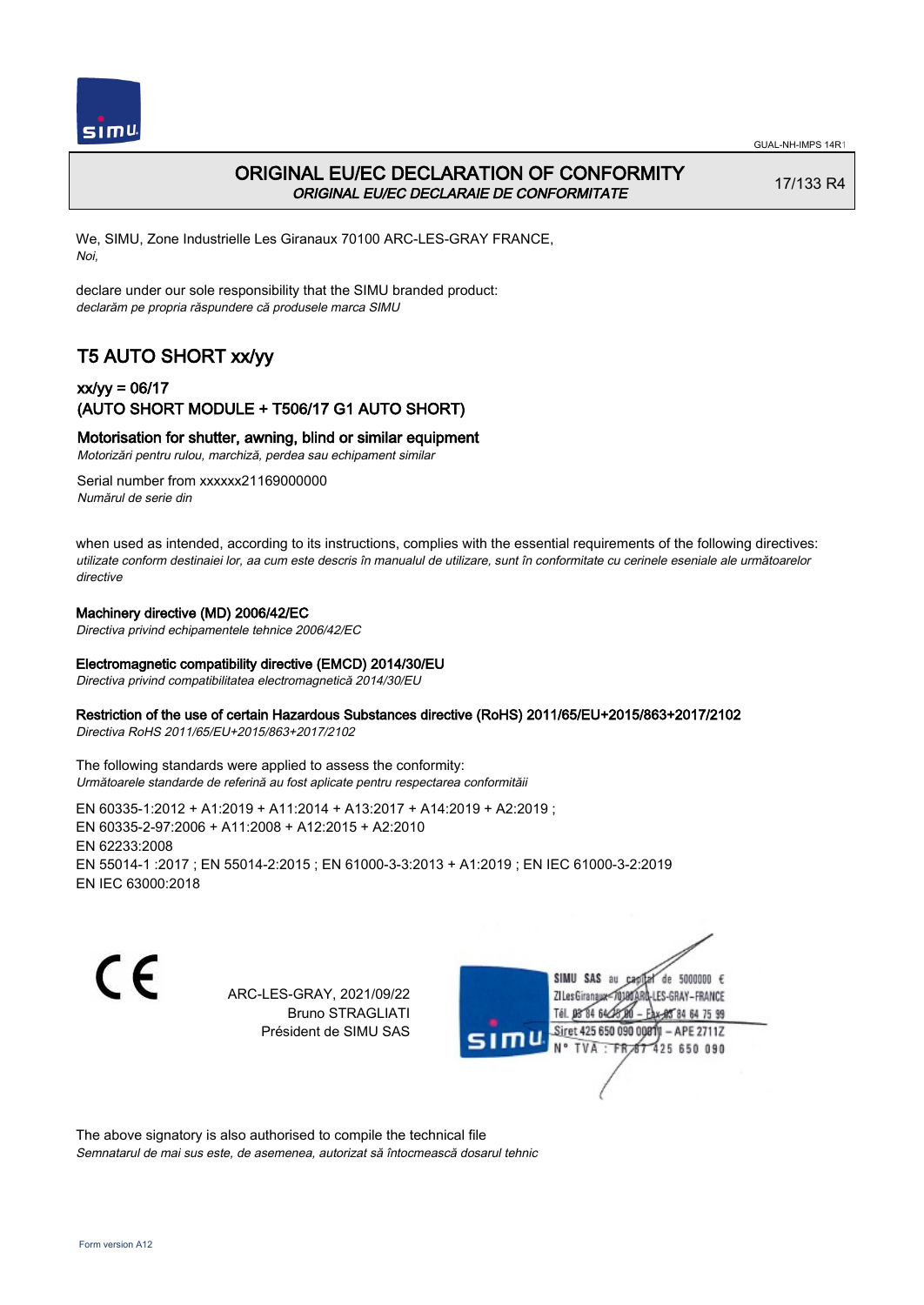GUAL-NH-IMPS 14R1

# ORIGINAL EU/EC DECLARATION OF CONFORMITY

*ORIGINAL EU/EC DECLARAIE DE CONFORMITATE*

17/133 R4

We, SIMU, Zone Industrielle Les Giranaux 70100 ARC-LES-GRAY FRANCE,
*Noi,*

declare under our sole responsibility that the SIMU branded product:
*declarăm pe propria răspundere că produsele marca SIMU*

## T5 AUTO SHORT xx/yy

### xx/yy = 06/17
### (AUTO SHORT MODULE + T506/17 G1 AUTO SHORT)

**Motorisation for shutter, awning, blind or similar equipment**
*Motorizări pentru rulou, marchiză, perdea sau echipament similar*

Serial number from xxxxxx21169000000
*Numărul de serie din*

when used as intended, according to its instructions, complies with the essential requirements of the following directives:
*utilizate conform destinaiei lor, aa cum este descris în manualul de utilizare, sunt în conformitate cu cerinele eseniale ale următoarelor directive*

**Machinery directive (MD) 2006/42/EC**
*Directiva privind echipamentele tehnice 2006/42/EC*

**Electromagnetic compatibility directive (EMCD) 2014/30/EU**
*Directiva privind compatibilitatea electromagnetică 2014/30/EU*

**Restriction of the use of certain Hazardous Substances directive (RoHS) 2011/65/EU+2015/863+2017/2102**
*Directiva RoHS 2011/65/EU+2015/863+2017/2102*

The following standards were applied to assess the conformity:
*Următoarele standarde de referină au fost aplicate pentru respectarea conformităii*

EN 60335-1:2012 + A1:2019 + A11:2014 + A13:2017 + A14:2019 + A2:2019 ;
EN 60335-2-97:2006 + A11:2008 + A12:2015 + A2:2010
EN 62233:2008
EN 55014-1 :2017 ; EN 55014-2:2015 ; EN 61000-3-3:2013 + A1:2019 ; EN IEC 61000-3-2:2019
EN IEC 63000:2018

ARC-LES-GRAY, 2021/09/22
Bruno STRAGLIATI
Président de SIMU SAS

SIMU SAS au capital de 5000000 €
ZI Les Giranaux 70100 ARC-LES-GRAY-FRANCE
Tél. 03 84 64 75 00 – Fax 03 84 64 75 99
Siret 425 650 090 00011 – APE 2711Z
N° TVA : FR 87 425 650 090

The above signatory is also authorised to compile the technical file
*Semnatarul de mai sus este, de asemenea, autorizat să întocmească dosarul tehnic*

Form version A12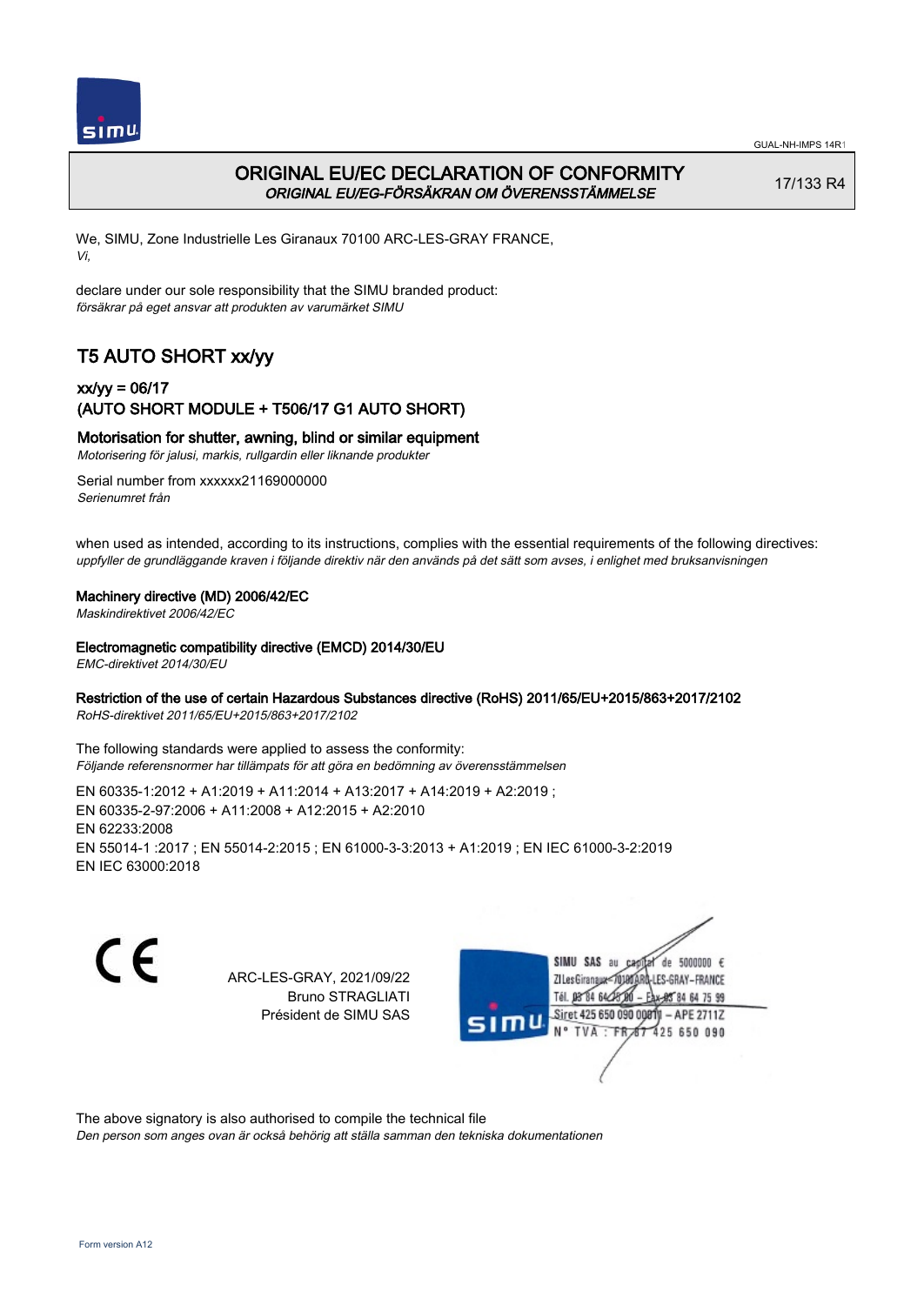# ORIGINAL EU/EC DECLARATION OF CONFORMITY
*ORIGINAL EU/EG-FÖRSÄKRAN OM ÖVERENSSTÄMMELSE*

17/133 R4

We, SIMU, Zone Industrielle Les Giranaux 70100 ARC-LES-GRAY FRANCE,
*Vi,*

declare under our sole responsibility that the SIMU branded product:
*försäkrar på eget ansvar att produkten av varumärket SIMU*

## T5 AUTO SHORT xx/yy

### xx/yy = 06/17
### (AUTO SHORT MODULE + T506/17 G1 AUTO SHORT)

**Motorisation for shutter, awning, blind or similar equipment**
*Motorisering för jalusi, markis, rullgardin eller liknande produkter*

Serial number from xxxxxx21169000000
*Serienumret från*

when used as intended, according to its instructions, complies with the essential requirements of the following directives:
*uppfyller de grundläggande kraven i följande direktiv när den används på det sätt som avses, i enlighet med bruksanvisningen*

**Machinery directive (MD) 2006/42/EC**
*Maskindirektivet 2006/42/EC*

**Electromagnetic compatibility directive (EMCD) 2014/30/EU**
*EMC-direktivet 2014/30/EU*

**Restriction of the use of certain Hazardous Substances directive (RoHS) 2011/65/EU+2015/863+2017/2102**
*RoHS-direktivet 2011/65/EU+2015/863+2017/2102*

The following standards were applied to assess the conformity:
*Följande referensnormer har tillämpats för att göra en bedömning av överensstämmelsen*

EN 60335-1:2012 + A1:2019 + A11:2014 + A13:2017 + A14:2019 + A2:2019 ;
EN 60335-2-97:2006 + A11:2008 + A12:2015 + A2:2010
EN 62233:2008
EN 55014-1 :2017 ; EN 55014-2:2015 ; EN 61000-3-3:2013 + A1:2019 ; EN IEC 61000-3-2:2019
EN IEC 63000:2018

CE

ARC-LES-GRAY, 2021/09/22
Bruno STRAGLIATI
Président de SIMU SAS

SIMU SAS au capital de 5000000 €
ZI Les Giranaux 70100 ARC-LES-GRAY-FRANCE
Tél. 03 84 64 75 00 – Fax 03 84 64 75 99
Siret 425 650 090 00011 – APE 2711Z
N° TVA : FR 87 425 650 090

The above signatory is also authorised to compile the technical file
*Den person som anges ovan är också behörig att ställa samman den tekniska dokumentationen*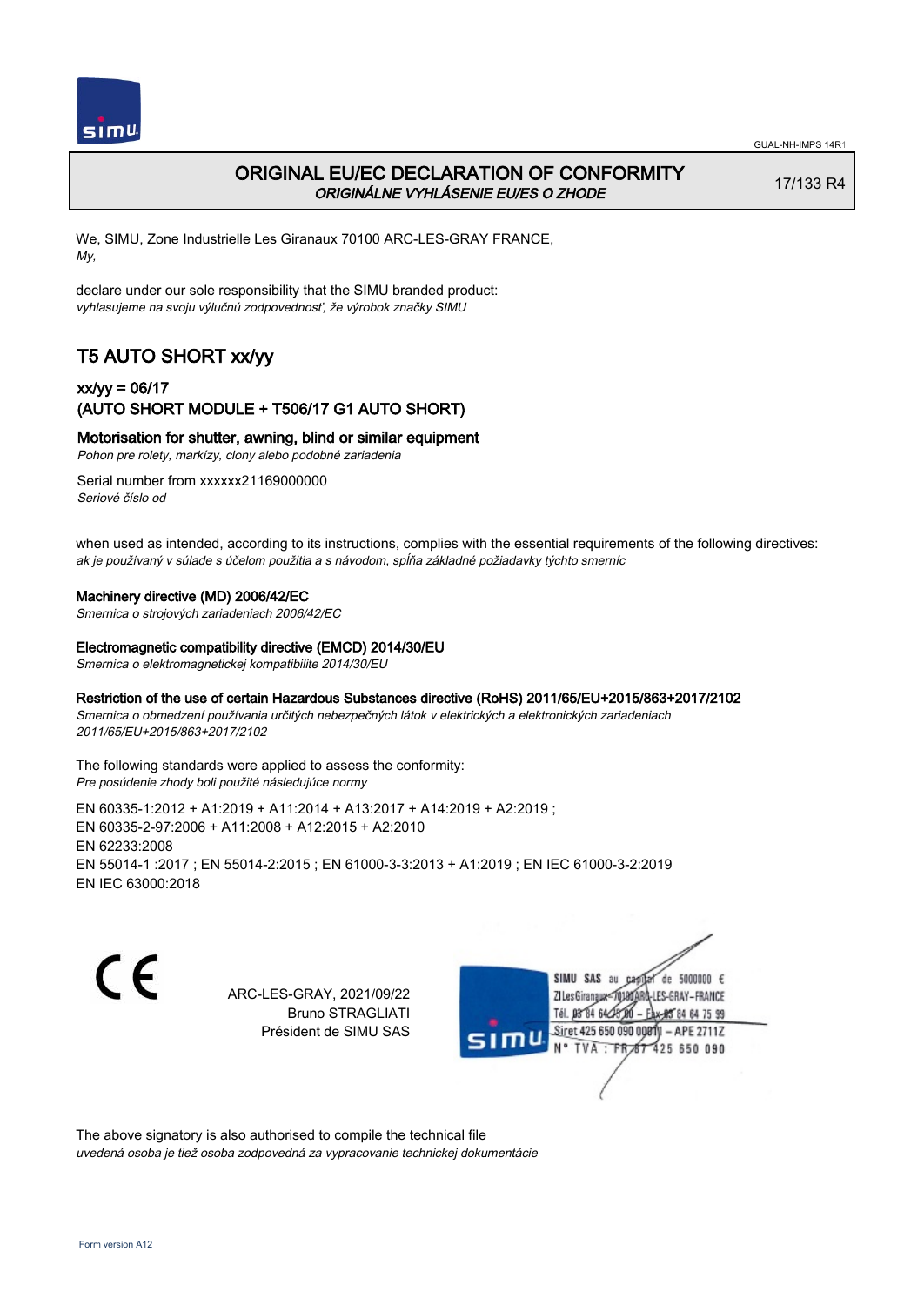# ORIGINAL EU/EC DECLARATION OF CONFORMITY
*ORIGINÁLNE VYHLÁSENIE EU/ES O ZHODE*

17/133 R4

We, SIMU, Zone Industrielle Les Giranaux 70100 ARC-LES-GRAY FRANCE,
*My,*

declare under our sole responsibility that the SIMU branded product:
*vyhlasujeme na svoju výlučnú zodpovednosť, že výrobok značky SIMU*

## T5 AUTO SHORT xx/yy

### xx/yy = 06/17
### (AUTO SHORT MODULE + T506/17 G1 AUTO SHORT)

**Motorisation for shutter, awning, blind or similar equipment**
*Pohon pre rolety, markízy, clony alebo podobné zariadenia*

Serial number from xxxxxx21169000000
*Seriové číslo od*

when used as intended, according to its instructions, complies with the essential requirements of the following directives:
*ak je používaný v súlade s účelom použitia a s návodom, spĺňa základné požiadavky týchto smerníc*

**Machinery directive (MD) 2006/42/EC**
*Smernica o strojových zariadeniach 2006/42/EC*

**Electromagnetic compatibility directive (EMCD) 2014/30/EU**
*Smernica o elektromagnetickej kompatibilite 2014/30/EU*

**Restriction of the use of certain Hazardous Substances directive (RoHS) 2011/65/EU+2015/863+2017/2102**
*Smernica o obmedzení používania určitých nebezpečných látok v elektrických a elektronických zariadeniach 2011/65/EU+2015/863+2017/2102*

The following standards were applied to assess the conformity:
*Pre posúdenie zhody boli použité následujúce normy*

EN 60335-1:2012 + A1:2019 + A11:2014 + A13:2017 + A14:2019 + A2:2019 ;
EN 60335-2-97:2006 + A11:2008 + A12:2015 + A2:2010
EN 62233:2008
EN 55014-1 :2017 ; EN 55014-2:2015 ; EN 61000-3-3:2013 + A1:2019 ; EN IEC 61000-3-2:2019
EN IEC 63000:2018

CE

ARC-LES-GRAY, 2021/09/22
Bruno STRAGLIATI
Président de SIMU SAS

SIMU SAS au capital de 5000000 €
ZI Les Giranaux 70100 ARC-LES-GRAY-FRANCE
Tél. 03 84 64 75 00 – Fax 03 84 64 75 99
Siret 425 650 090 00011 – APE 2711Z
N° TVA : FR 67 425 650 090

The above signatory is also authorised to compile the technical file
*uvedená osoba je tiež osoba zodpovedná za vypracovanie technickej dokumentácie*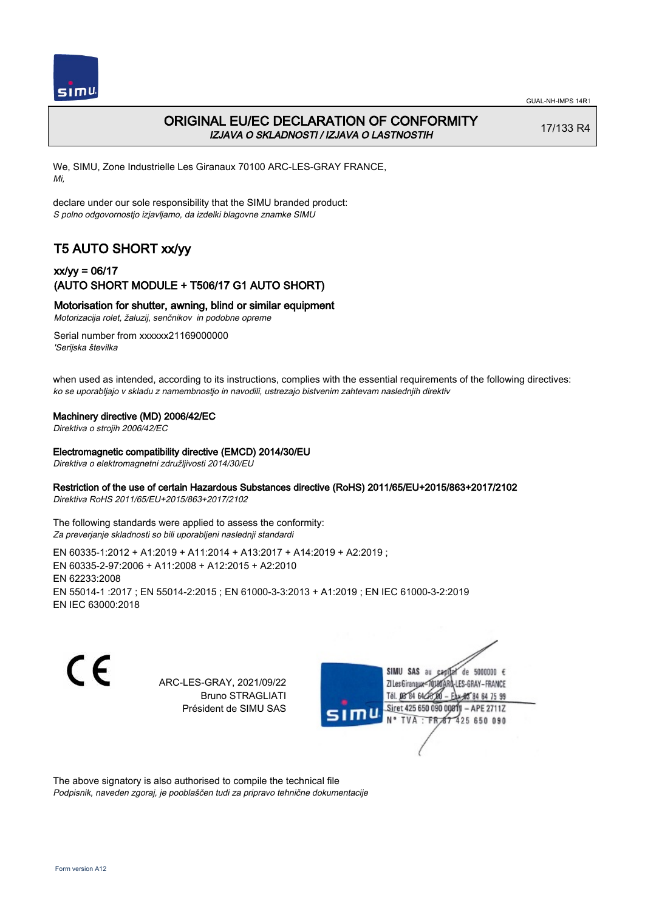# ORIGINAL EU/EC DECLARATION OF CONFORMITY

*IZJAVA O SKLADNOSTI / IZJAVA O LASTNOSTIH*

17/133 R4

We, SIMU, Zone Industrielle Les Giranaux 70100 ARC-LES-GRAY FRANCE,
*Mi,*

declare under our sole responsibility that the SIMU branded product:
*S polno odgovornostjo izjavljamo, da izdelki blagovne znamke SIMU*

## T5 AUTO SHORT xx/yy

### xx/yy = 06/17
### (AUTO SHORT MODULE + T506/17 G1 AUTO SHORT)

**Motorisation for shutter, awning, blind or similar equipment**
*Motorizacija rolet, žaluzij, senčnikov in podobne opreme*

Serial number from xxxxxx21169000000
*'Serijska številka*

when used as intended, according to its instructions, complies with the essential requirements of the following directives:
*ko se uporabljajo v skladu z namembnostjo in navodili, ustrezajo bistvenim zahtevam naslednjih direktiv*

**Machinery directive (MD) 2006/42/EC**
*Direktiva o strojih 2006/42/EC*

**Electromagnetic compatibility directive (EMCD) 2014/30/EU**
*Direktiva o elektromagnetni združljivosti 2014/30/EU*

**Restriction of the use of certain Hazardous Substances directive (RoHS) 2011/65/EU+2015/863+2017/2102**
*Direktiva RoHS 2011/65/EU+2015/863+2017/2102*

The following standards were applied to assess the conformity:
*Za preverjanje skladnosti so bili uporabljeni naslednji standardi*

EN 60335-1:2012 + A1:2019 + A11:2014 + A13:2017 + A14:2019 + A2:2019 ;
EN 60335-2-97:2006 + A11:2008 + A12:2015 + A2:2010
EN 62233:2008
EN 55014-1 :2017 ; EN 55014-2:2015 ; EN 61000-3-3:2013 + A1:2019 ; EN IEC 61000-3-2:2019
EN IEC 63000:2018

ARC-LES-GRAY, 2021/09/22
Bruno STRAGLIATI
Président de SIMU SAS

SIMU SAS au capital de 5000000 €
ZI Les Giranaux 70100 ARC-LES-GRAY-FRANCE
Tél. 03 84 64 75 00 – Fax 03 84 64 75 99
Siret 425 650 090 00011 – APE 2711Z
N° TVA : FR 67 425 650 090

The above signatory is also authorised to compile the technical file
*Podpisnik, naveden zgoraj, je pooblaščen tudi za pripravo tehnične dokumentacije*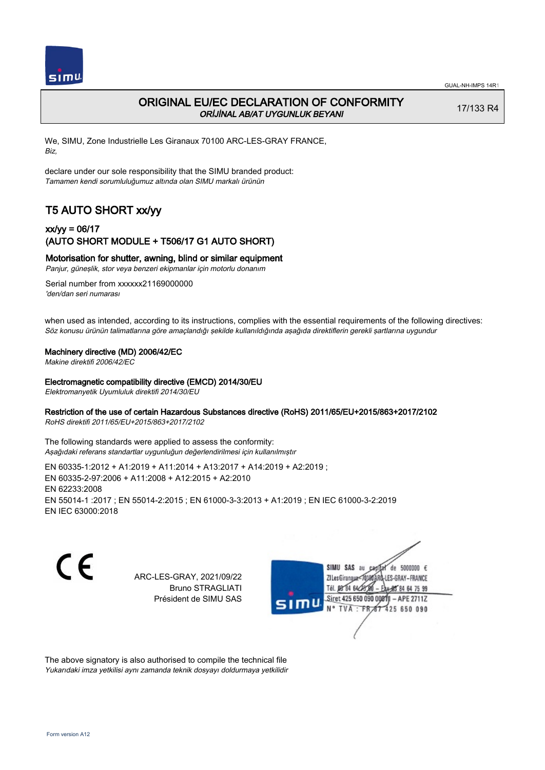# ORIGINAL EU/EC DECLARATION OF CONFORMITY

*ORİJİNAL AB/AT UYGUNLUK BEYANI*

17/133 R4

We, SIMU, Zone Industrielle Les Giranaux 70100 ARC-LES-GRAY FRANCE,
*Biz,*

declare under our sole responsibility that the SIMU branded product:
*Tamamen kendi sorumluluğumuz altında olan SIMU markalı ürünün*

## T5 AUTO SHORT xx/yy

### xx/yy = 06/17
### (AUTO SHORT MODULE + T506/17 G1 AUTO SHORT)

### Motorisation for shutter, awning, blind or similar equipment

*Panjur, güneşlik, stor veya benzeri ekipmanlar için motorlu donanım*

Serial number from xxxxxx21169000000
*'den/dan seri numarası*

when used as intended, according to its instructions, complies with the essential requirements of the following directives:
*Söz konusu ürünün talimatlarına göre amaçlandığı şekilde kullanıldığında aşağıda direktiflerin gerekli şartlarına uygundur*

**Machinery directive (MD) 2006/42/EC**
*Makine direktifi 2006/42/EC*

**Electromagnetic compatibility directive (EMCD) 2014/30/EU**
*Elektromanyetik Uyumluluk direktifi 2014/30/EU*

**Restriction of the use of certain Hazardous Substances directive (RoHS) 2011/65/EU+2015/863+2017/2102**
*RoHS direktifi 2011/65/EU+2015/863+2017/2102*

The following standards were applied to assess the conformity:
*Aşağıdaki referans standartlar uygunluğun değerlendirilmesi için kullanılmıştır*

EN 60335-1:2012 + A1:2019 + A11:2014 + A13:2017 + A14:2019 + A2:2019 ;
EN 60335-2-97:2006 + A11:2008 + A12:2015 + A2:2010
EN 62233:2008
EN 55014-1 :2017 ; EN 55014-2:2015 ; EN 61000-3-3:2013 + A1:2019 ; EN IEC 61000-3-2:2019
EN IEC 63000:2018

CE

ARC-LES-GRAY, 2021/09/22
Bruno STRAGLIATI
Président de SIMU SAS

SIMU SAS au capital de 5000000 €
ZI Les Giranaux 70100 ARC-LES-GRAY-FRANCE
Tél. 03 84 64 75 00 – Fax 03 84 64 75 99
Siret 425 650 090 00011 – APE 2711Z
N° TVA : FR 87 425 650 090

The above signatory is also authorised to compile the technical file
*Yukarıdaki imza yetkilisi aynı zamanda teknik dosyayı doldurmaya yetkilidir*